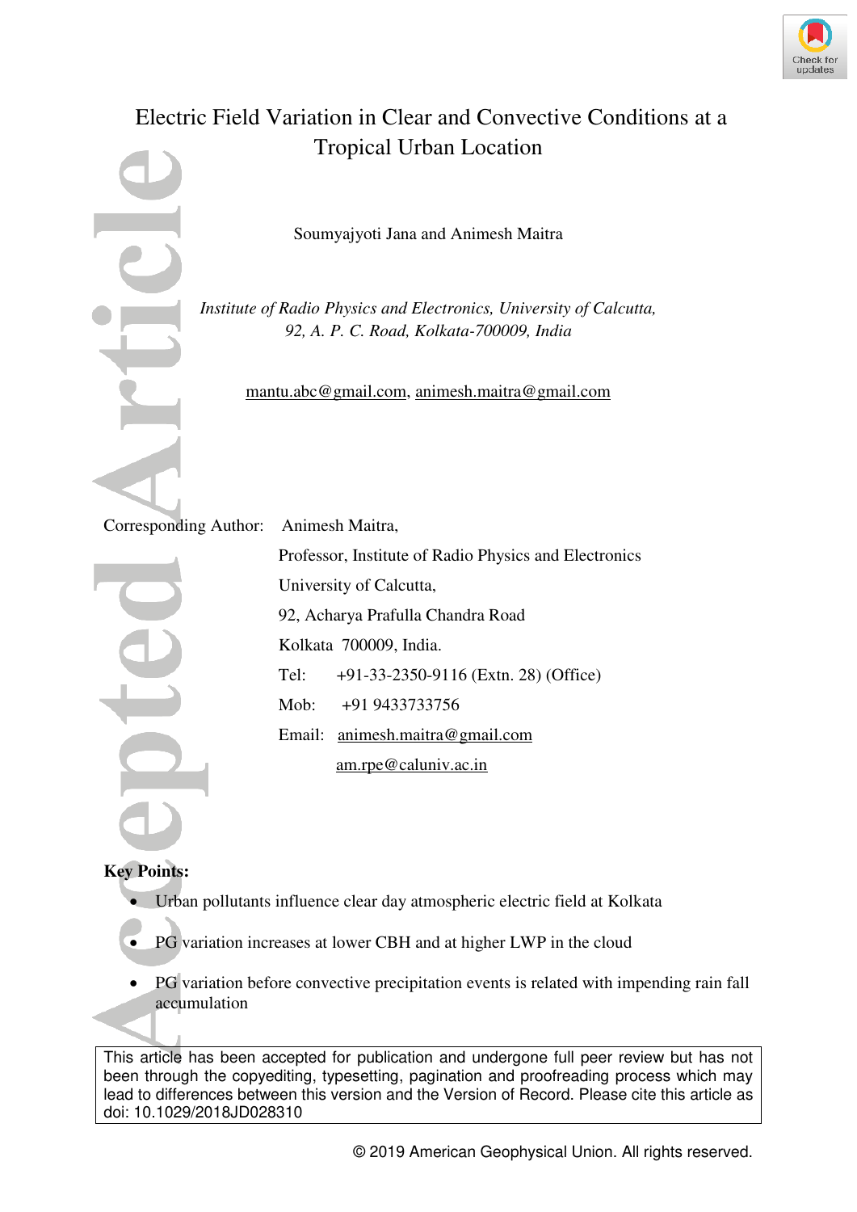# Electric Field Variation in Clear and Convective Conditions at a Tropical Urban Location

Soumyajyoti Jana and Animesh Maitra

*Institute of Radio Physics and Electronics, University of Calcutta, 92, A. P. C. Road, Kolkata-700009, India*

mantu.abc@gmail.com, animesh.maitra@gmail.com

Corresponding Author: Animesh Maitra,
Professor, Institute of Radio Physics and Electronics
University of Calcutta,
92, Acharya Prafulla Chandra Road
Kolkata 700009, India.
Tel: +91-33-2350-9116 (Extn. 28) (Office)
Mob: +91 9433733756
Email: animesh.maitra@gmail.com
am.rpe@caluniv.ac.in

**Key Points:**

- Urban pollutants influence clear day atmospheric electric field at Kolkata
- PG variation increases at lower CBH and at higher LWP in the cloud
- PG variation before convective precipitation events is related with impending rain fall accumulation

This article has been accepted for publication and undergone full peer review but has not been through the copyediting, typesetting, pagination and proofreading process which may lead to differences between this version and the Version of Record. Please cite this article as doi: 10.1029/2018JD028310

© 2019 American Geophysical Union. All rights reserved.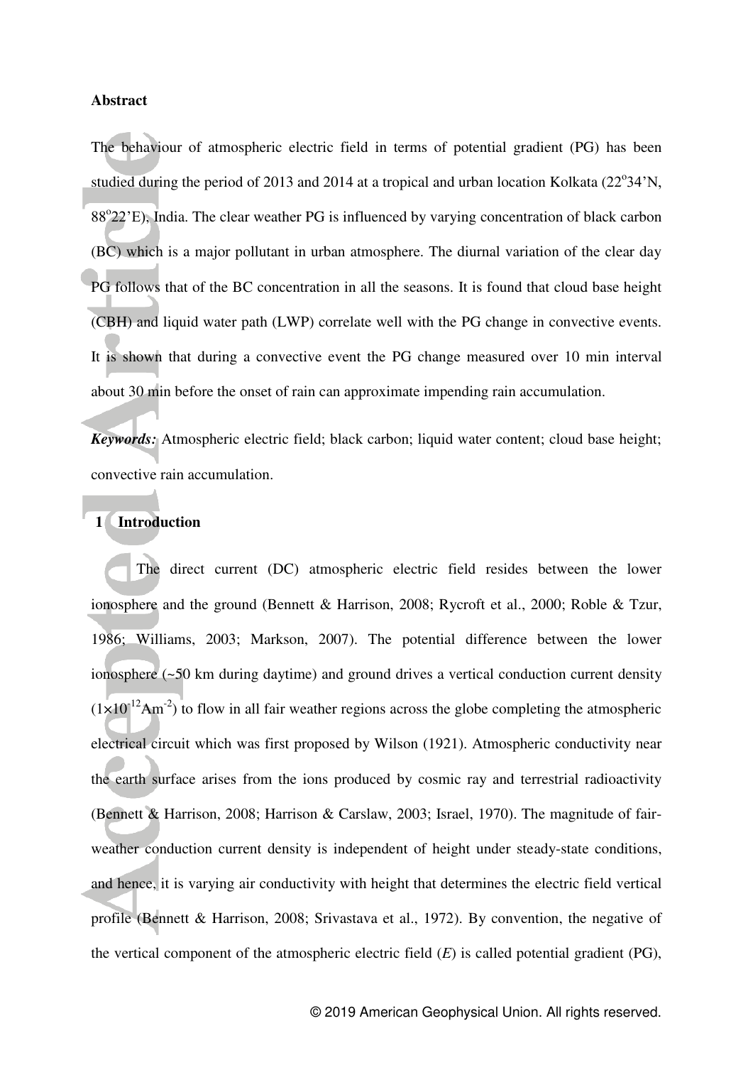**Abstract**

The behaviour of atmospheric electric field in terms of potential gradient (PG) has been studied during the period of 2013 and 2014 at a tropical and urban location Kolkata (22$^{o}$34'N, 88$^{o}$22'E), India. The clear weather PG is influenced by varying concentration of black carbon (BC) which is a major pollutant in urban atmosphere. The diurnal variation of the clear day PG follows that of the BC concentration in all the seasons. It is found that cloud base height (CBH) and liquid water path (LWP) correlate well with the PG change in convective events. It is shown that during a convective event the PG change measured over 10 min interval about 30 min before the onset of rain can approximate impending rain accumulation.

***Keywords:*** Atmospheric electric field; black carbon; liquid water content; cloud base height; convective rain accumulation.

# 1 Introduction

The direct current (DC) atmospheric electric field resides between the lower ionosphere and the ground (Bennett & Harrison, 2008; Rycroft et al., 2000; Roble & Tzur, 1986; Williams, 2003; Markson, 2007). The potential difference between the lower ionosphere (~50 km during daytime) and ground drives a vertical conduction current density ($1\times10^{-12}$ Am$^{-2}$) to flow in all fair weather regions across the globe completing the atmospheric electrical circuit which was first proposed by Wilson (1921). Atmospheric conductivity near the earth surface arises from the ions produced by cosmic ray and terrestrial radioactivity (Bennett & Harrison, 2008; Harrison & Carslaw, 2003; Israel, 1970). The magnitude of fair-weather conduction current density is independent of height under steady-state conditions, and hence, it is varying air conductivity with height that determines the electric field vertical profile (Bennett & Harrison, 2008; Srivastava et al., 1972). By convention, the negative of the vertical component of the atmospheric electric field ($E$) is called potential gradient (PG),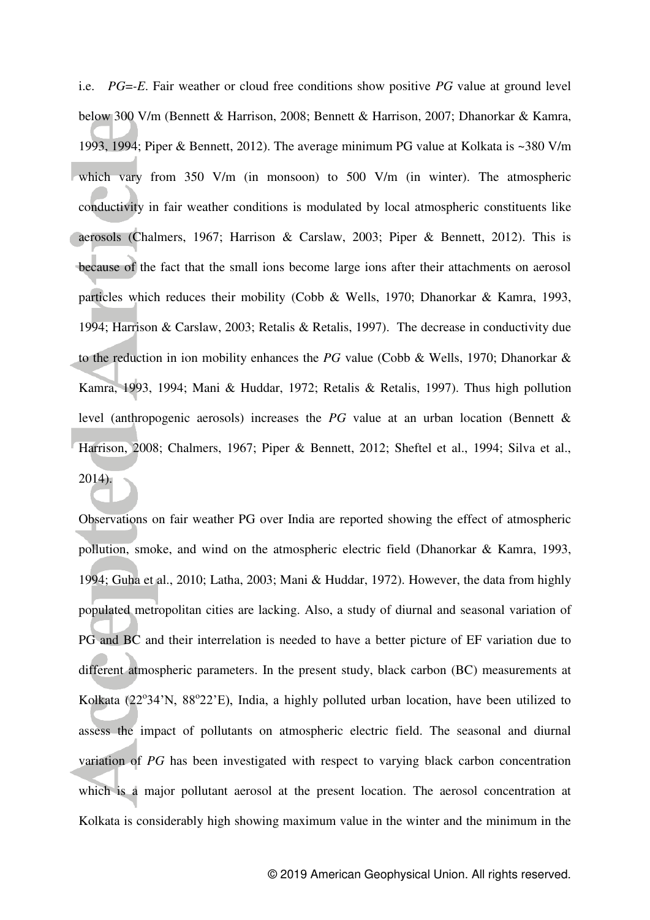i.e. $PG=-E$. Fair weather or cloud free conditions show positive *PG* value at ground level below 300 V/m (Bennett & Harrison, 2008; Bennett & Harrison, 2007; Dhanorkar & Kamra, 1993, 1994; Piper & Bennett, 2012). The average minimum PG value at Kolkata is ~380 V/m which vary from 350 V/m (in monsoon) to 500 V/m (in winter). The atmospheric conductivity in fair weather conditions is modulated by local atmospheric constituents like aerosols (Chalmers, 1967; Harrison & Carslaw, 2003; Piper & Bennett, 2012). This is because of the fact that the small ions become large ions after their attachments on aerosol particles which reduces their mobility (Cobb & Wells, 1970; Dhanorkar & Kamra, 1993, 1994; Harrison & Carslaw, 2003; Retalis & Retalis, 1997). The decrease in conductivity due to the reduction in ion mobility enhances the *PG* value (Cobb & Wells, 1970; Dhanorkar & Kamra, 1993, 1994; Mani & Huddar, 1972; Retalis & Retalis, 1997). Thus high pollution level (anthropogenic aerosols) increases the *PG* value at an urban location (Bennett & Harrison, 2008; Chalmers, 1967; Piper & Bennett, 2012; Sheftel et al., 1994; Silva et al., 2014).

Observations on fair weather PG over India are reported showing the effect of atmospheric pollution, smoke, and wind on the atmospheric electric field (Dhanorkar & Kamra, 1993, 1994; Guha et al., 2010; Latha, 2003; Mani & Huddar, 1972). However, the data from highly populated metropolitan cities are lacking. Also, a study of diurnal and seasonal variation of PG and BC and their interrelation is needed to have a better picture of EF variation due to different atmospheric parameters. In the present study, black carbon (BC) measurements at Kolkata (22°34'N, 88°22'E), India, a highly polluted urban location, have been utilized to assess the impact of pollutants on atmospheric electric field. The seasonal and diurnal variation of *PG* has been investigated with respect to varying black carbon concentration which is a major pollutant aerosol at the present location. The aerosol concentration at Kolkata is considerably high showing maximum value in the winter and the minimum in the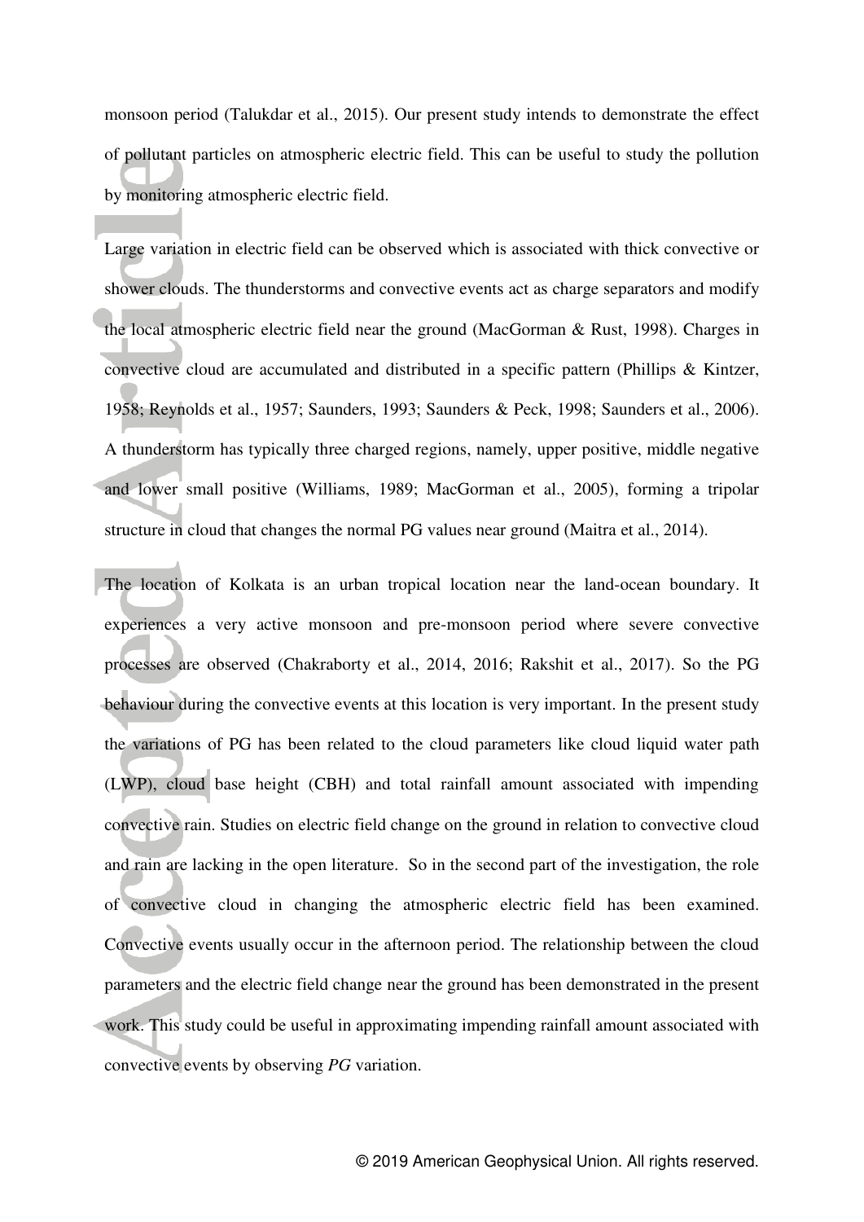monsoon period (Talukdar et al., 2015). Our present study intends to demonstrate the effect of pollutant particles on atmospheric electric field. This can be useful to study the pollution by monitoring atmospheric electric field.

Large variation in electric field can be observed which is associated with thick convective or shower clouds. The thunderstorms and convective events act as charge separators and modify the local atmospheric electric field near the ground (MacGorman & Rust, 1998). Charges in convective cloud are accumulated and distributed in a specific pattern (Phillips & Kintzer, 1958; Reynolds et al., 1957; Saunders, 1993; Saunders & Peck, 1998; Saunders et al., 2006). A thunderstorm has typically three charged regions, namely, upper positive, middle negative and lower small positive (Williams, 1989; MacGorman et al., 2005), forming a tripolar structure in cloud that changes the normal PG values near ground (Maitra et al., 2014).

The location of Kolkata is an urban tropical location near the land-ocean boundary. It experiences a very active monsoon and pre-monsoon period where severe convective processes are observed (Chakraborty et al., 2014, 2016; Rakshit et al., 2017). So the PG behaviour during the convective events at this location is very important. In the present study the variations of PG has been related to the cloud parameters like cloud liquid water path (LWP), cloud base height (CBH) and total rainfall amount associated with impending convective rain. Studies on electric field change on the ground in relation to convective cloud and rain are lacking in the open literature. So in the second part of the investigation, the role of convective cloud in changing the atmospheric electric field has been examined. Convective events usually occur in the afternoon period. The relationship between the cloud parameters and the electric field change near the ground has been demonstrated in the present work. This study could be useful in approximating impending rainfall amount associated with convective events by observing *PG* variation.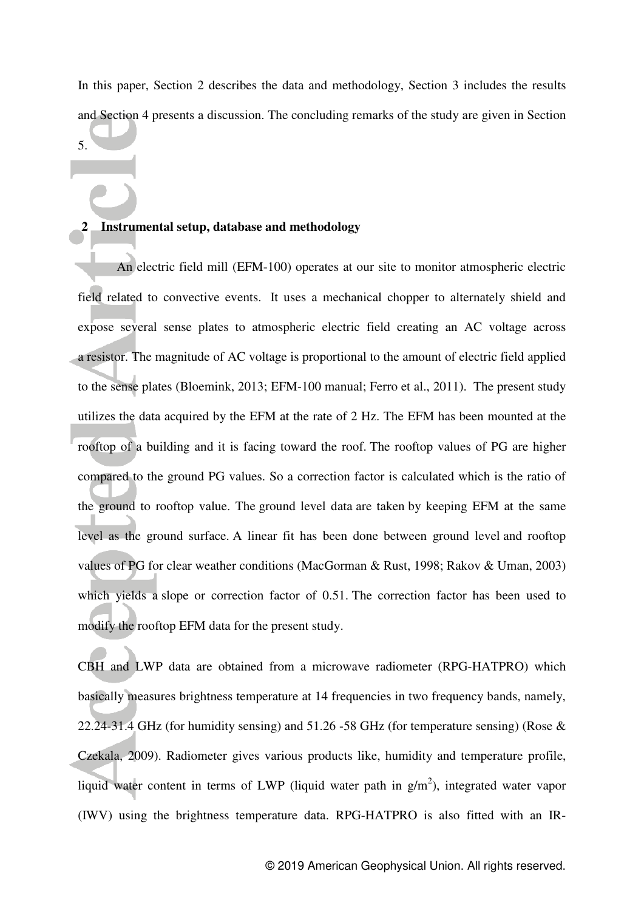In this paper, Section 2 describes the data and methodology, Section 3 includes the results and Section 4 presents a discussion. The concluding remarks of the study are given in Section 5.

## 2 Instrumental setup, database and methodology

An electric field mill (EFM-100) operates at our site to monitor atmospheric electric field related to convective events. It uses a mechanical chopper to alternately shield and expose several sense plates to atmospheric electric field creating an AC voltage across a resistor. The magnitude of AC voltage is proportional to the amount of electric field applied to the sense plates (Bloemink, 2013; EFM-100 manual; Ferro et al., 2011). The present study utilizes the data acquired by the EFM at the rate of 2 Hz. The EFM has been mounted at the rooftop of a building and it is facing toward the roof. The rooftop values of PG are higher compared to the ground PG values. So a correction factor is calculated which is the ratio of the ground to rooftop value. The ground level data are taken by keeping EFM at the same level as the ground surface. A linear fit has been done between ground level and rooftop values of PG for clear weather conditions (MacGorman & Rust, 1998; Rakov & Uman, 2003) which yields a slope or correction factor of 0.51. The correction factor has been used to modify the rooftop EFM data for the present study.

CBH and LWP data are obtained from a microwave radiometer (RPG-HATPRO) which basically measures brightness temperature at 14 frequencies in two frequency bands, namely, 22.24-31.4 GHz (for humidity sensing) and 51.26 -58 GHz (for temperature sensing) (Rose & Czekala, 2009). Radiometer gives various products like, humidity and temperature profile, liquid water content in terms of LWP (liquid water path in $g/m^2$), integrated water vapor (IWV) using the brightness temperature data. RPG-HATPRO is also fitted with an IR-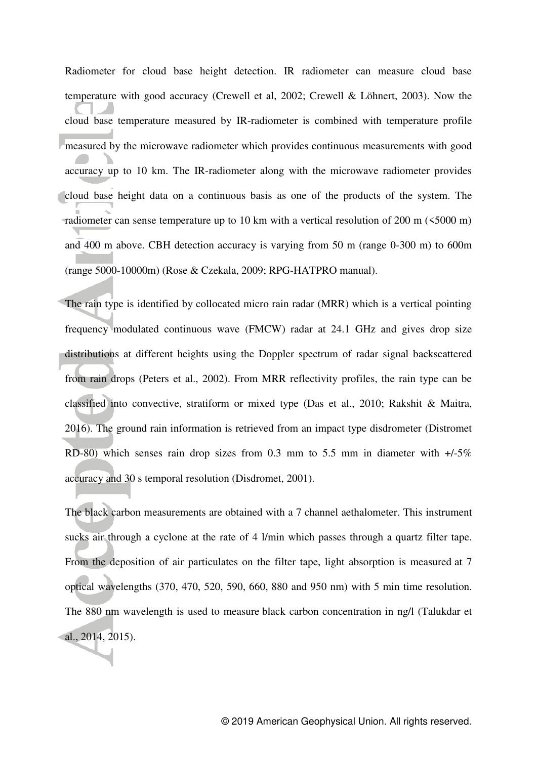Radiometer for cloud base height detection. IR radiometer can measure cloud base temperature with good accuracy (Crewell et al, 2002; Crewell & Löhnert, 2003). Now the cloud base temperature measured by IR-radiometer is combined with temperature profile measured by the microwave radiometer which provides continuous measurements with good accuracy up to 10 km. The IR-radiometer along with the microwave radiometer provides cloud base height data on a continuous basis as one of the products of the system. The radiometer can sense temperature up to 10 km with a vertical resolution of 200 m (<5000 m) and 400 m above. CBH detection accuracy is varying from 50 m (range 0-300 m) to 600m (range 5000-10000m) (Rose & Czekala, 2009; RPG-HATPRO manual).

The rain type is identified by collocated micro rain radar (MRR) which is a vertical pointing frequency modulated continuous wave (FMCW) radar at 24.1 GHz and gives drop size distributions at different heights using the Doppler spectrum of radar signal backscattered from rain drops (Peters et al., 2002). From MRR reflectivity profiles, the rain type can be classified into convective, stratiform or mixed type (Das et al., 2010; Rakshit & Maitra, 2016). The ground rain information is retrieved from an impact type disdrometer (Distromet RD-80) which senses rain drop sizes from 0.3 mm to 5.5 mm in diameter with +/-5% accuracy and 30 s temporal resolution (Disdromet, 2001).

The black carbon measurements are obtained with a 7 channel aethalometer. This instrument sucks air through a cyclone at the rate of 4 l/min which passes through a quartz filter tape. From the deposition of air particulates on the filter tape, light absorption is measured at 7 optical wavelengths (370, 470, 520, 590, 660, 880 and 950 nm) with 5 min time resolution. The 880 nm wavelength is used to measure black carbon concentration in ng/l (Talukdar et al., 2014, 2015).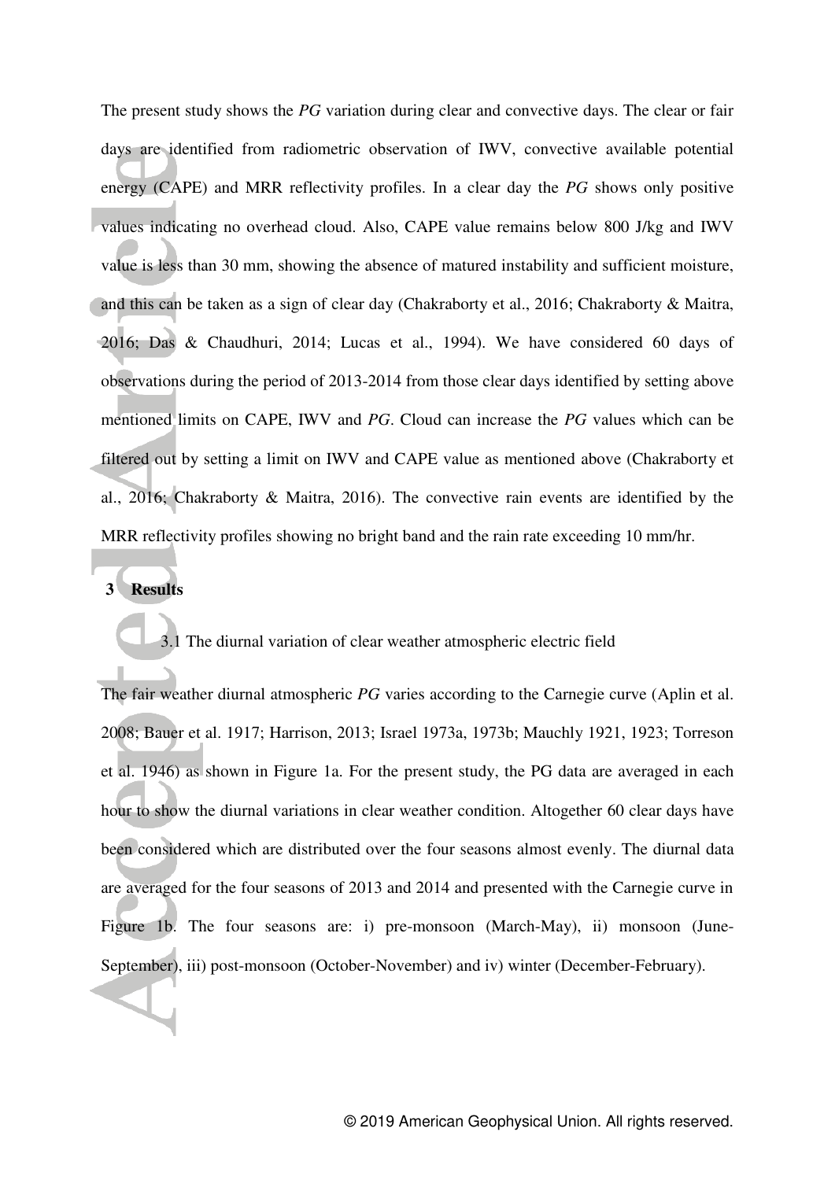The present study shows the *PG* variation during clear and convective days. The clear or fair days are identified from radiometric observation of IWV, convective available potential energy (CAPE) and MRR reflectivity profiles. In a clear day the *PG* shows only positive values indicating no overhead cloud. Also, CAPE value remains below 800 J/kg and IWV value is less than 30 mm, showing the absence of matured instability and sufficient moisture, and this can be taken as a sign of clear day (Chakraborty et al., 2016; Chakraborty & Maitra, 2016; Das & Chaudhuri, 2014; Lucas et al., 1994). We have considered 60 days of observations during the period of 2013-2014 from those clear days identified by setting above mentioned limits on CAPE, IWV and *PG*. Cloud can increase the *PG* values which can be filtered out by setting a limit on IWV and CAPE value as mentioned above (Chakraborty et al., 2016; Chakraborty & Maitra, 2016). The convective rain events are identified by the MRR reflectivity profiles showing no bright band and the rain rate exceeding 10 mm/hr.

## 3 Results

### 3.1 The diurnal variation of clear weather atmospheric electric field

The fair weather diurnal atmospheric *PG* varies according to the Carnegie curve (Aplin et al. 2008; Bauer et al. 1917; Harrison, 2013; Israel 1973a, 1973b; Mauchly 1921, 1923; Torreson et al. 1946) as shown in Figure 1a. For the present study, the PG data are averaged in each hour to show the diurnal variations in clear weather condition. Altogether 60 clear days have been considered which are distributed over the four seasons almost evenly. The diurnal data are averaged for the four seasons of 2013 and 2014 and presented with the Carnegie curve in Figure 1b. The four seasons are: i) pre-monsoon (March-May), ii) monsoon (June-September), iii) post-monsoon (October-November) and iv) winter (December-February).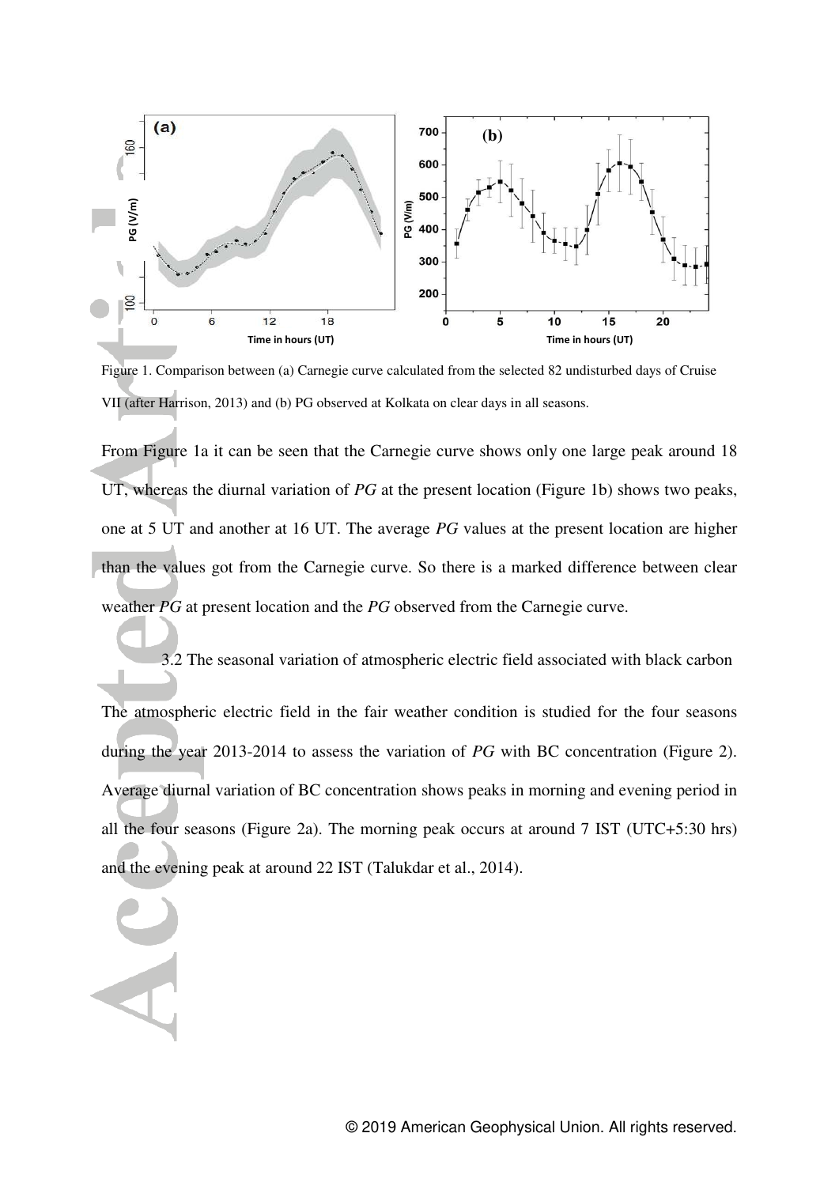Figure 1. Comparison between (a) Carnegie curve calculated from the selected 82 undisturbed days of Cruise VII (after Harrison, 2013) and (b) PG observed at Kolkata on clear days in all seasons.

From Figure 1a it can be seen that the Carnegie curve shows only one large peak around 18 UT, whereas the diurnal variation of *PG* at the present location (Figure 1b) shows two peaks, one at 5 UT and another at 16 UT. The average *PG* values at the present location are higher than the values got from the Carnegie curve. So there is a marked difference between clear weather *PG* at present location and the *PG* observed from the Carnegie curve.

### 3.2 The seasonal variation of atmospheric electric field associated with black carbon

The atmospheric electric field in the fair weather condition is studied for the four seasons during the year 2013-2014 to assess the variation of *PG* with BC concentration (Figure 2). Average diurnal variation of BC concentration shows peaks in morning and evening period in all the four seasons (Figure 2a). The morning peak occurs at around 7 IST (UTC+5:30 hrs) and the evening peak at around 22 IST (Talukdar et al., 2014).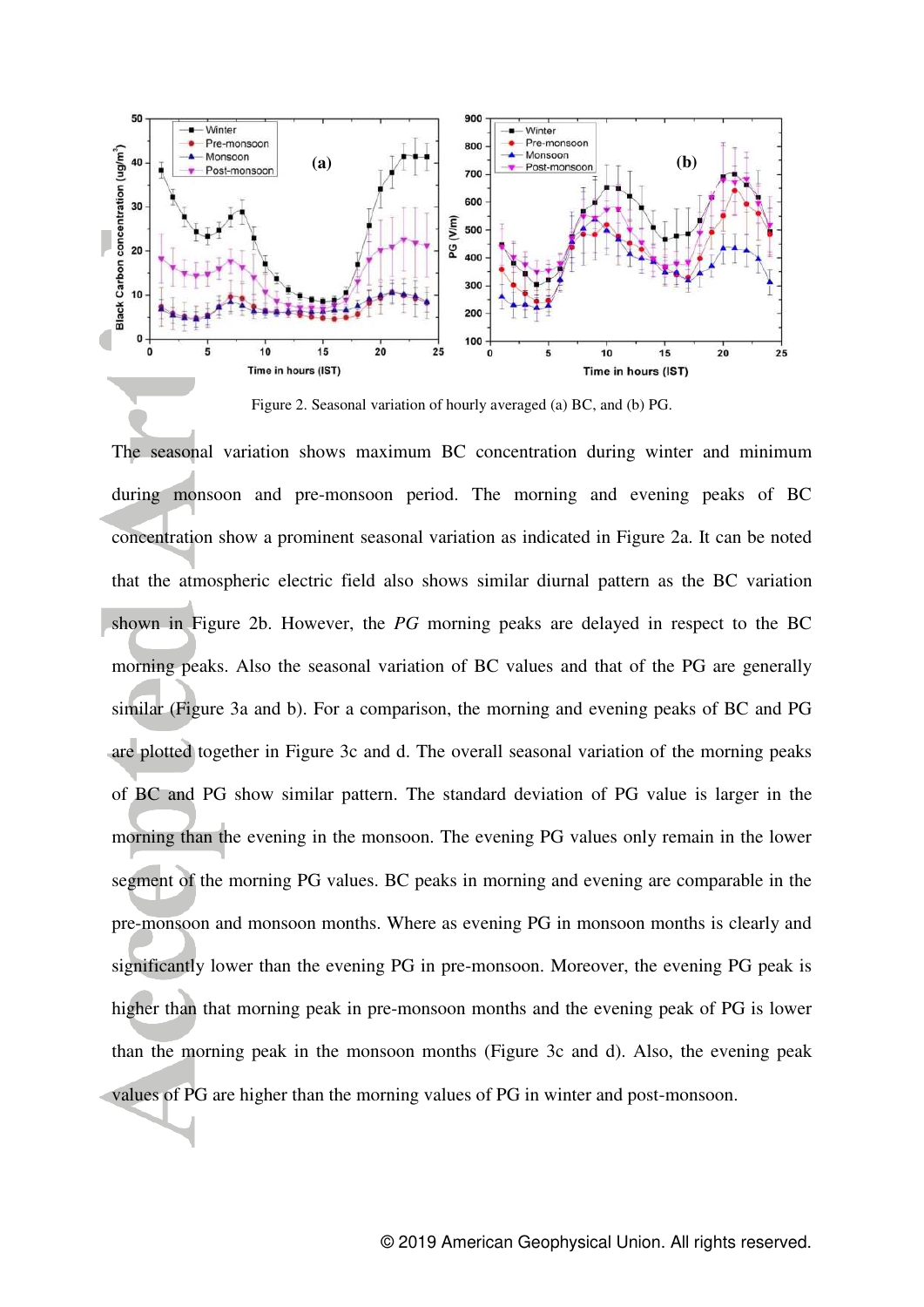Figure 2. Seasonal variation of hourly averaged (a) BC, and (b) PG.

The seasonal variation shows maximum BC concentration during winter and minimum during monsoon and pre-monsoon period. The morning and evening peaks of BC concentration show a prominent seasonal variation as indicated in Figure 2a. It can be noted that the atmospheric electric field also shows similar diurnal pattern as the BC variation shown in Figure 2b. However, the *PG* morning peaks are delayed in respect to the BC morning peaks. Also the seasonal variation of BC values and that of the PG are generally similar (Figure 3a and b). For a comparison, the morning and evening peaks of BC and PG are plotted together in Figure 3c and d. The overall seasonal variation of the morning peaks of BC and PG show similar pattern. The standard deviation of PG value is larger in the morning than the evening in the monsoon. The evening PG values only remain in the lower segment of the morning PG values. BC peaks in morning and evening are comparable in the pre-monsoon and monsoon months. Where as evening PG in monsoon months is clearly and significantly lower than the evening PG in pre-monsoon. Moreover, the evening PG peak is higher than that morning peak in pre-monsoon months and the evening peak of PG is lower than the morning peak in the monsoon months (Figure 3c and d). Also, the evening peak values of PG are higher than the morning values of PG in winter and post-monsoon.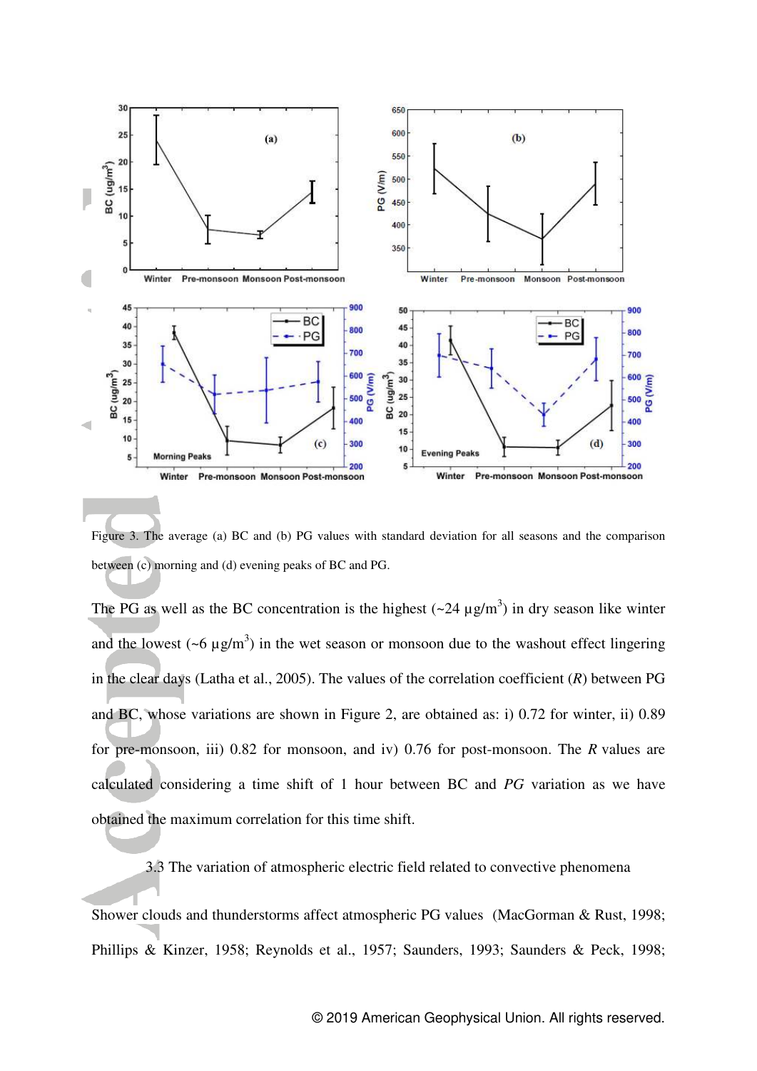Figure 3. The average (a) BC and (b) PG values with standard deviation for all seasons and the comparison between (c) morning and (d) evening peaks of BC and PG.

The PG as well as the BC concentration is the highest (~24 μg/m$^3$) in dry season like winter and the lowest (~6 μg/m$^3$) in the wet season or monsoon due to the washout effect lingering in the clear days (Latha et al., 2005). The values of the correlation coefficient (*R*) between PG and BC, whose variations are shown in Figure 2, are obtained as: i) 0.72 for winter, ii) 0.89 for pre-monsoon, iii) 0.82 for monsoon, and iv) 0.76 for post-monsoon. The *R* values are calculated considering a time shift of 1 hour between BC and *PG* variation as we have obtained the maximum correlation for this time shift.

### 3.3 The variation of atmospheric electric field related to convective phenomena

Shower clouds and thunderstorms affect atmospheric PG values (MacGorman & Rust, 1998; Phillips & Kinzer, 1958; Reynolds et al., 1957; Saunders, 1993; Saunders & Peck, 1998;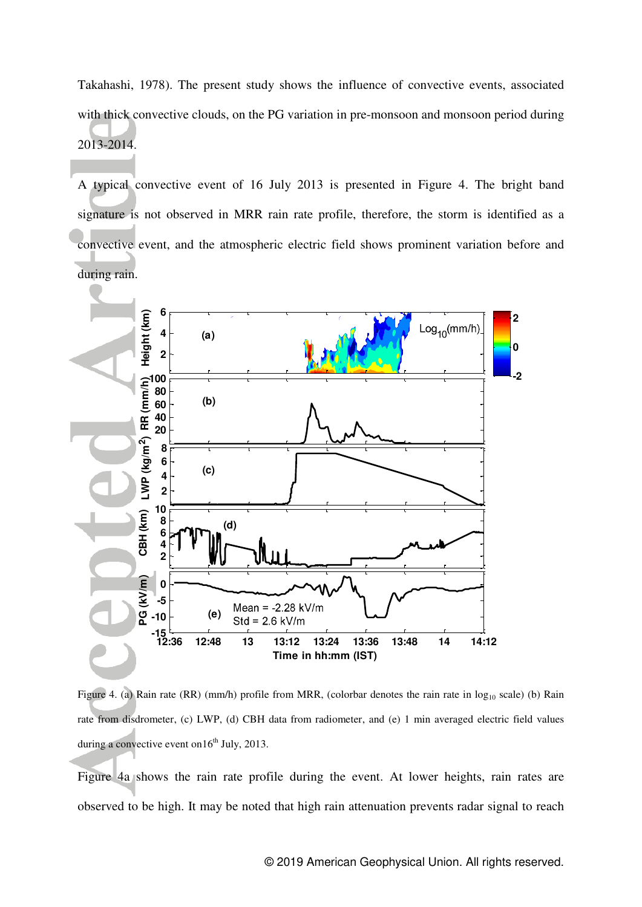Takahashi, 1978). The present study shows the influence of convective events, associated with thick convective clouds, on the PG variation in pre-monsoon and monsoon period during 2013-2014.

A typical convective event of 16 July 2013 is presented in Figure 4. The bright band signature is not observed in MRR rain rate profile, therefore, the storm is identified as a convective event, and the atmospheric electric field shows prominent variation before and during rain.

Figure 4. (a) Rain rate (RR) (mm/h) profile from MRR, (colorbar denotes the rain rate in $\log_{10}$ scale) (b) Rain rate from disdrometer, (c) LWP, (d) CBH data from radiometer, and (e) 1 min averaged electric field values during a convective event on16[th] July, 2013.

Figure 4a shows the rain rate profile during the event. At lower heights, rain rates are observed to be high. It may be noted that high rain attenuation prevents radar signal to reach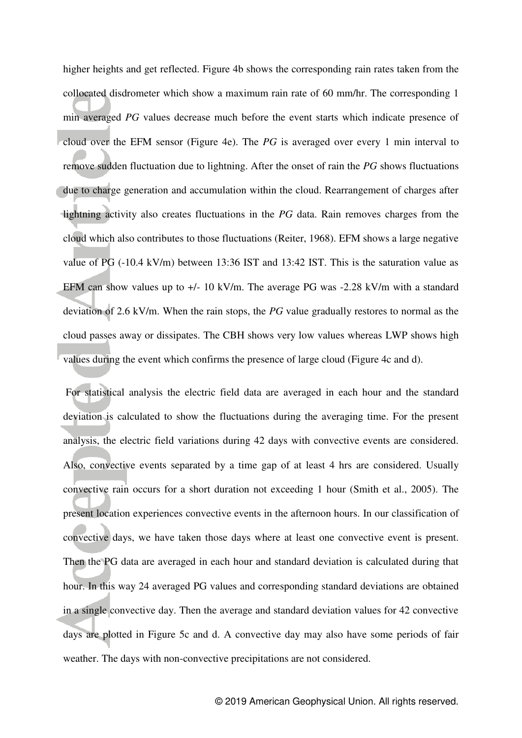higher heights and get reflected. Figure 4b shows the corresponding rain rates taken from the collocated disdrometer which show a maximum rain rate of 60 mm/hr. The corresponding 1 min averaged *PG* values decrease much before the event starts which indicate presence of cloud over the EFM sensor (Figure 4e). The *PG* is averaged over every 1 min interval to remove sudden fluctuation due to lightning. After the onset of rain the *PG* shows fluctuations due to charge generation and accumulation within the cloud. Rearrangement of charges after lightning activity also creates fluctuations in the *PG* data. Rain removes charges from the cloud which also contributes to those fluctuations (Reiter, 1968). EFM shows a large negative value of PG (-10.4 kV/m) between 13:36 IST and 13:42 IST. This is the saturation value as EFM can show values up to +/- 10 kV/m. The average PG was -2.28 kV/m with a standard deviation of 2.6 kV/m. When the rain stops, the *PG* value gradually restores to normal as the cloud passes away or dissipates. The CBH shows very low values whereas LWP shows high values during the event which confirms the presence of large cloud (Figure 4c and d).

For statistical analysis the electric field data are averaged in each hour and the standard deviation is calculated to show the fluctuations during the averaging time. For the present analysis, the electric field variations during 42 days with convective events are considered. Also, convective events separated by a time gap of at least 4 hrs are considered. Usually convective rain occurs for a short duration not exceeding 1 hour (Smith et al., 2005). The present location experiences convective events in the afternoon hours. In our classification of convective days, we have taken those days where at least one convective event is present. Then the PG data are averaged in each hour and standard deviation is calculated during that hour. In this way 24 averaged PG values and corresponding standard deviations are obtained in a single convective day. Then the average and standard deviation values for 42 convective days are plotted in Figure 5c and d. A convective day may also have some periods of fair weather. The days with non-convective precipitations are not considered.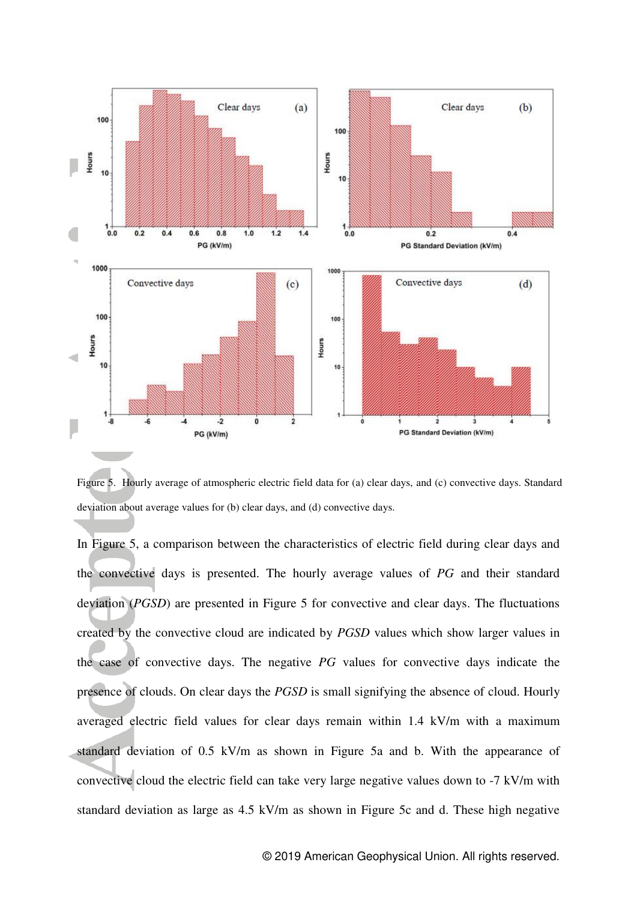Figure 5. Hourly average of atmospheric electric field data for (a) clear days, and (c) convective days. Standard deviation about average values for (b) clear days, and (d) convective days.

In Figure 5, a comparison between the characteristics of electric field during clear days and the convective days is presented. The hourly average values of *PG* and their standard deviation (*PGSD*) are presented in Figure 5 for convective and clear days. The fluctuations created by the convective cloud are indicated by *PGSD* values which show larger values in the case of convective days. The negative *PG* values for convective days indicate the presence of clouds. On clear days the *PGSD* is small signifying the absence of cloud. Hourly averaged electric field values for clear days remain within 1.4 kV/m with a maximum standard deviation of 0.5 kV/m as shown in Figure 5a and b. With the appearance of convective cloud the electric field can take very large negative values down to -7 kV/m with standard deviation as large as 4.5 kV/m as shown in Figure 5c and d. These high negative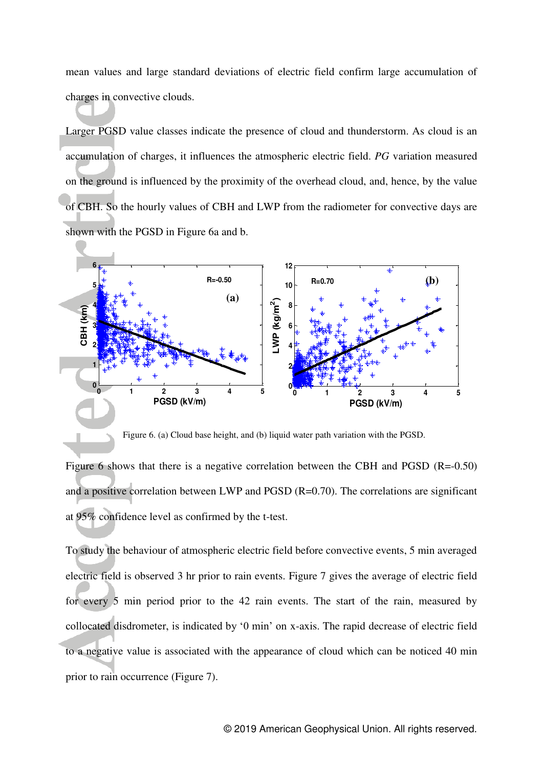mean values and large standard deviations of electric field confirm large accumulation of charges in convective clouds.

Larger PGSD value classes indicate the presence of cloud and thunderstorm. As cloud is an accumulation of charges, it influences the atmospheric electric field. *PG* variation measured on the ground is influenced by the proximity of the overhead cloud, and, hence, by the value of CBH. So the hourly values of CBH and LWP from the radiometer for convective days are shown with the PGSD in Figure 6a and b.

Figure 6. (a) Cloud base height, and (b) liquid water path variation with the PGSD.

Figure 6 shows that there is a negative correlation between the CBH and PGSD (R=-0.50) and a positive correlation between LWP and PGSD (R=0.70). The correlations are significant at 95% confidence level as confirmed by the t-test.

To study the behaviour of atmospheric electric field before convective events, 5 min averaged electric field is observed 3 hr prior to rain events. Figure 7 gives the average of electric field for every 5 min period prior to the 42 rain events. The start of the rain, measured by collocated disdrometer, is indicated by '0 min' on x-axis. The rapid decrease of electric field to a negative value is associated with the appearance of cloud which can be noticed 40 min prior to rain occurrence (Figure 7).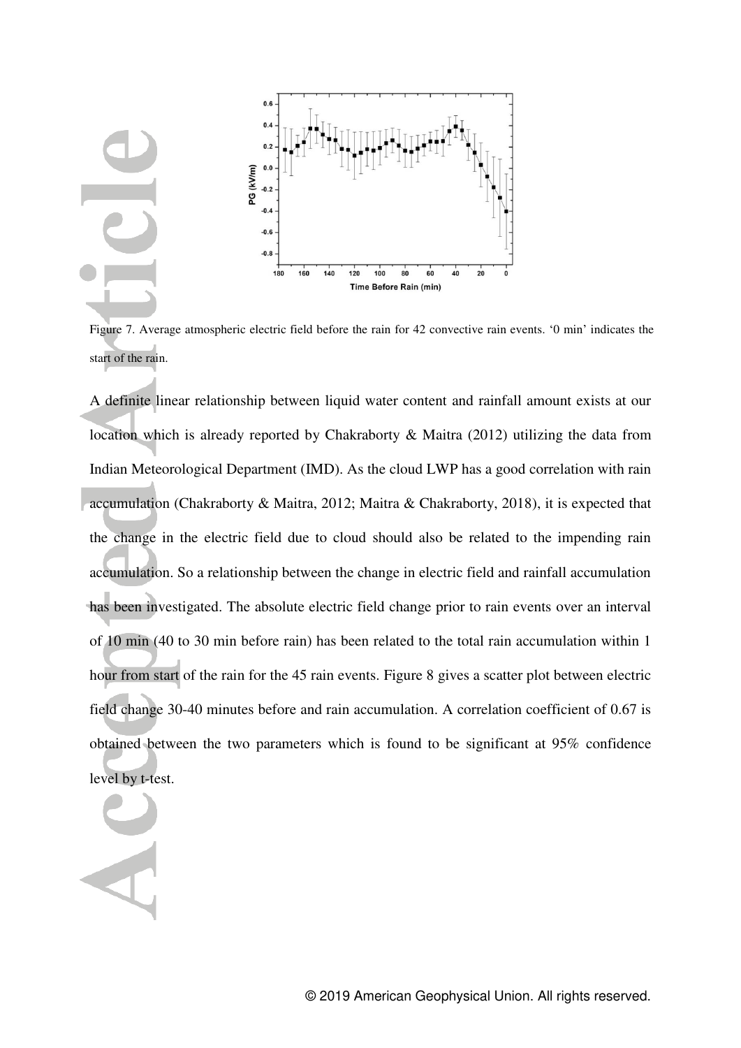Figure 7. Average atmospheric electric field before the rain for 42 convective rain events. '0 min' indicates the start of the rain.

A definite linear relationship between liquid water content and rainfall amount exists at our location which is already reported by Chakraborty & Maitra (2012) utilizing the data from Indian Meteorological Department (IMD). As the cloud LWP has a good correlation with rain accumulation (Chakraborty & Maitra, 2012; Maitra & Chakraborty, 2018), it is expected that the change in the electric field due to cloud should also be related to the impending rain accumulation. So a relationship between the change in electric field and rainfall accumulation has been investigated. The absolute electric field change prior to rain events over an interval of 10 min (40 to 30 min before rain) has been related to the total rain accumulation within 1 hour from start of the rain for the 45 rain events. Figure 8 gives a scatter plot between electric field change 30-40 minutes before and rain accumulation. A correlation coefficient of 0.67 is obtained between the two parameters which is found to be significant at 95% confidence level by t-test.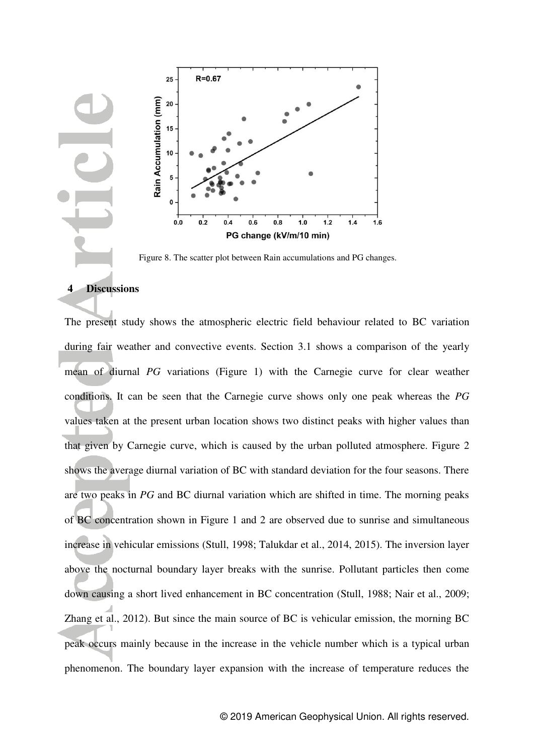Figure 8. The scatter plot between Rain accumulations and PG changes.

## 4 Discussions

The present study shows the atmospheric electric field behaviour related to BC variation during fair weather and convective events. Section 3.1 shows a comparison of the yearly mean of diurnal *PG* variations (Figure 1) with the Carnegie curve for clear weather conditions. It can be seen that the Carnegie curve shows only one peak whereas the *PG* values taken at the present urban location shows two distinct peaks with higher values than that given by Carnegie curve, which is caused by the urban polluted atmosphere. Figure 2 shows the average diurnal variation of BC with standard deviation for the four seasons. There are two peaks in *PG* and BC diurnal variation which are shifted in time. The morning peaks of BC concentration shown in Figure 1 and 2 are observed due to sunrise and simultaneous increase in vehicular emissions (Stull, 1998; Talukdar et al., 2014, 2015). The inversion layer above the nocturnal boundary layer breaks with the sunrise. Pollutant particles then come down causing a short lived enhancement in BC concentration (Stull, 1988; Nair et al., 2009; Zhang et al., 2012). But since the main source of BC is vehicular emission, the morning BC peak occurs mainly because in the increase in the vehicle number which is a typical urban phenomenon. The boundary layer expansion with the increase of temperature reduces the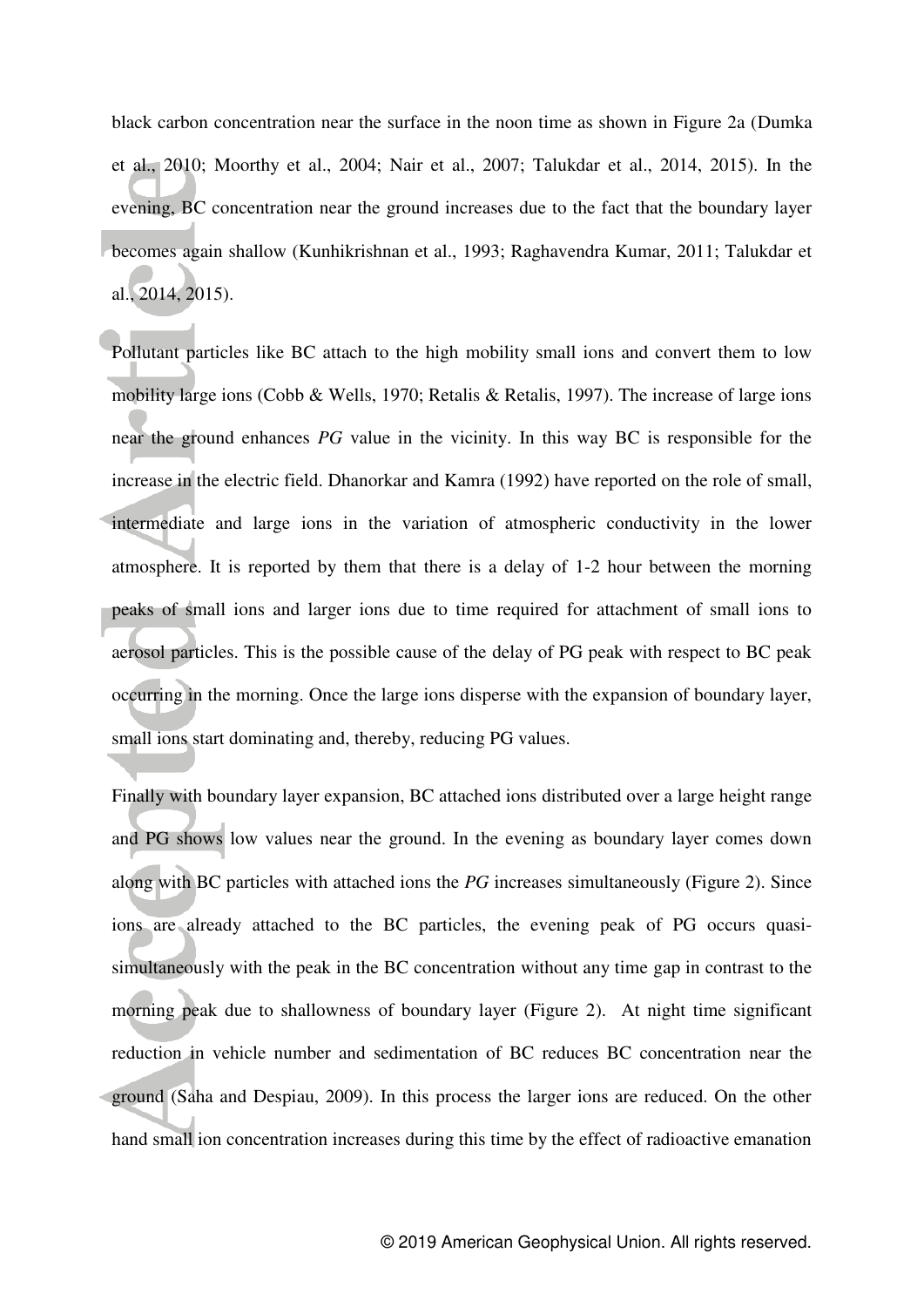black carbon concentration near the surface in the noon time as shown in Figure 2a (Dumka et al., 2010; Moorthy et al., 2004; Nair et al., 2007; Talukdar et al., 2014, 2015). In the evening, BC concentration near the ground increases due to the fact that the boundary layer becomes again shallow (Kunhikrishnan et al., 1993; Raghavendra Kumar, 2011; Talukdar et al., 2014, 2015).

Pollutant particles like BC attach to the high mobility small ions and convert them to low mobility large ions (Cobb & Wells, 1970; Retalis & Retalis, 1997). The increase of large ions near the ground enhances *PG* value in the vicinity. In this way BC is responsible for the increase in the electric field. Dhanorkar and Kamra (1992) have reported on the role of small, intermediate and large ions in the variation of atmospheric conductivity in the lower atmosphere. It is reported by them that there is a delay of 1-2 hour between the morning peaks of small ions and larger ions due to time required for attachment of small ions to aerosol particles. This is the possible cause of the delay of PG peak with respect to BC peak occurring in the morning. Once the large ions disperse with the expansion of boundary layer, small ions start dominating and, thereby, reducing PG values.

Finally with boundary layer expansion, BC attached ions distributed over a large height range and PG shows low values near the ground. In the evening as boundary layer comes down along with BC particles with attached ions the *PG* increases simultaneously (Figure 2). Since ions are already attached to the BC particles, the evening peak of PG occurs quasi-simultaneously with the peak in the BC concentration without any time gap in contrast to the morning peak due to shallowness of boundary layer (Figure 2). At night time significant reduction in vehicle number and sedimentation of BC reduces BC concentration near the ground (Saha and Despiau, 2009). In this process the larger ions are reduced. On the other hand small ion concentration increases during this time by the effect of radioactive emanation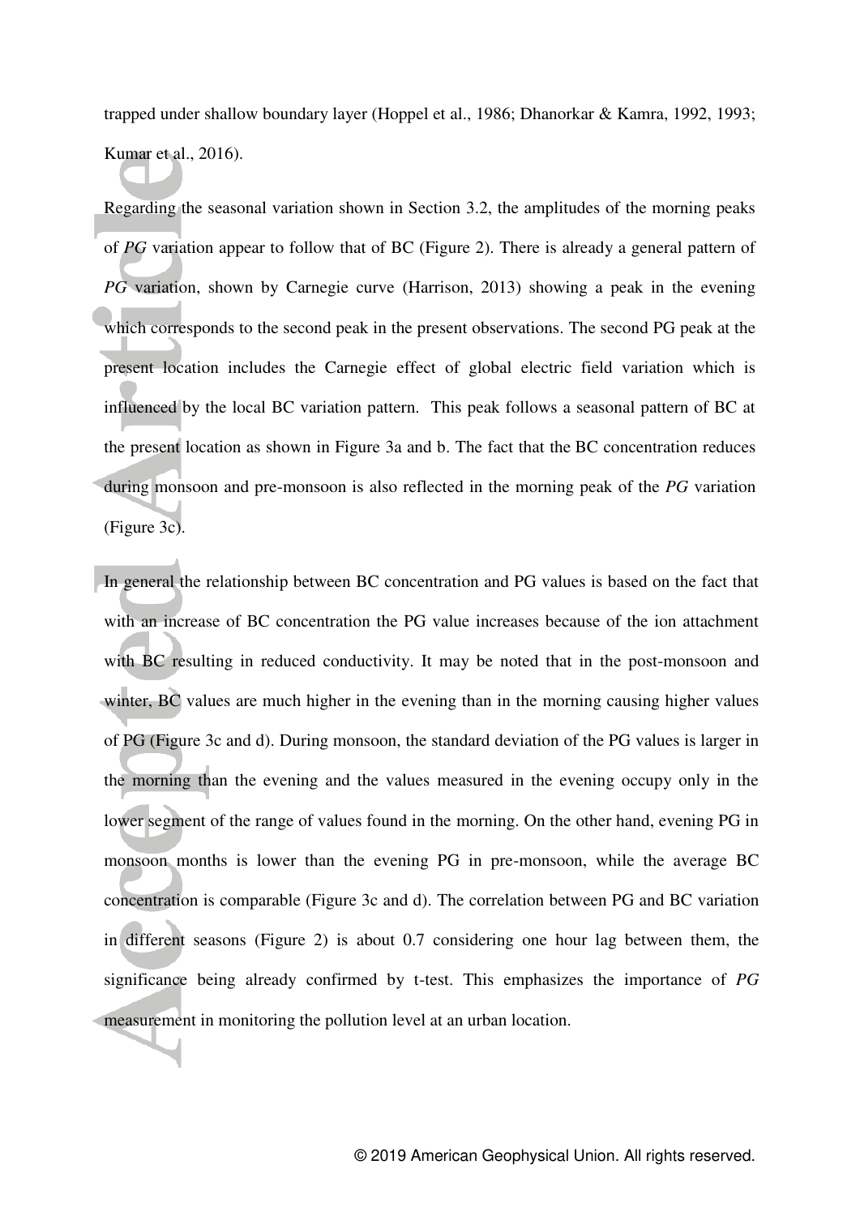trapped under shallow boundary layer (Hoppel et al., 1986; Dhanorkar & Kamra, 1992, 1993; Kumar et al., 2016).

Regarding the seasonal variation shown in Section 3.2, the amplitudes of the morning peaks of *PG* variation appear to follow that of BC (Figure 2). There is already a general pattern of *PG* variation, shown by Carnegie curve (Harrison, 2013) showing a peak in the evening which corresponds to the second peak in the present observations. The second PG peak at the present location includes the Carnegie effect of global electric field variation which is influenced by the local BC variation pattern. This peak follows a seasonal pattern of BC at the present location as shown in Figure 3a and b. The fact that the BC concentration reduces during monsoon and pre-monsoon is also reflected in the morning peak of the *PG* variation (Figure 3c).

In general the relationship between BC concentration and PG values is based on the fact that with an increase of BC concentration the PG value increases because of the ion attachment with BC resulting in reduced conductivity. It may be noted that in the post-monsoon and winter, BC values are much higher in the evening than in the morning causing higher values of PG (Figure 3c and d). During monsoon, the standard deviation of the PG values is larger in the morning than the evening and the values measured in the evening occupy only in the lower segment of the range of values found in the morning. On the other hand, evening PG in monsoon months is lower than the evening PG in pre-monsoon, while the average BC concentration is comparable (Figure 3c and d). The correlation between PG and BC variation in different seasons (Figure 2) is about 0.7 considering one hour lag between them, the significance being already confirmed by t-test. This emphasizes the importance of *PG* measurement in monitoring the pollution level at an urban location.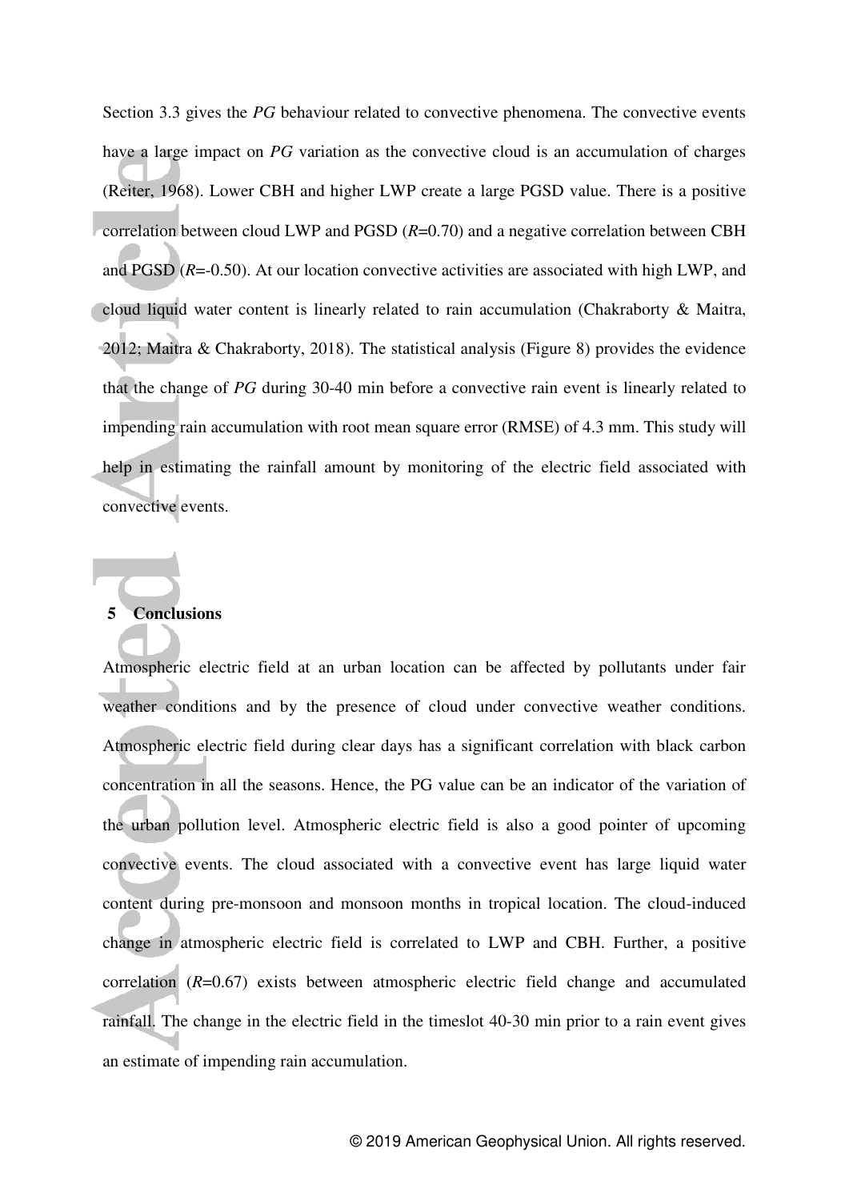Section 3.3 gives the *PG* behaviour related to convective phenomena. The convective events have a large impact on *PG* variation as the convective cloud is an accumulation of charges (Reiter, 1968). Lower CBH and higher LWP create a large PGSD value. There is a positive correlation between cloud LWP and PGSD ($R$=0.70) and a negative correlation between CBH and PGSD ($R$=-0.50). At our location convective activities are associated with high LWP, and cloud liquid water content is linearly related to rain accumulation (Chakraborty & Maitra, 2012; Maitra & Chakraborty, 2018). The statistical analysis (Figure 8) provides the evidence that the change of *PG* during 30-40 min before a convective rain event is linearly related to impending rain accumulation with root mean square error (RMSE) of 4.3 mm. This study will help in estimating the rainfall amount by monitoring of the electric field associated with convective events.

## 5 Conclusions

Atmospheric electric field at an urban location can be affected by pollutants under fair weather conditions and by the presence of cloud under convective weather conditions. Atmospheric electric field during clear days has a significant correlation with black carbon concentration in all the seasons. Hence, the PG value can be an indicator of the variation of the urban pollution level. Atmospheric electric field is also a good pointer of upcoming convective events. The cloud associated with a convective event has large liquid water content during pre-monsoon and monsoon months in tropical location. The cloud-induced change in atmospheric electric field is correlated to LWP and CBH. Further, a positive correlation ($R$=0.67) exists between atmospheric electric field change and accumulated rainfall. The change in the electric field in the timeslot 40-30 min prior to a rain event gives an estimate of impending rain accumulation.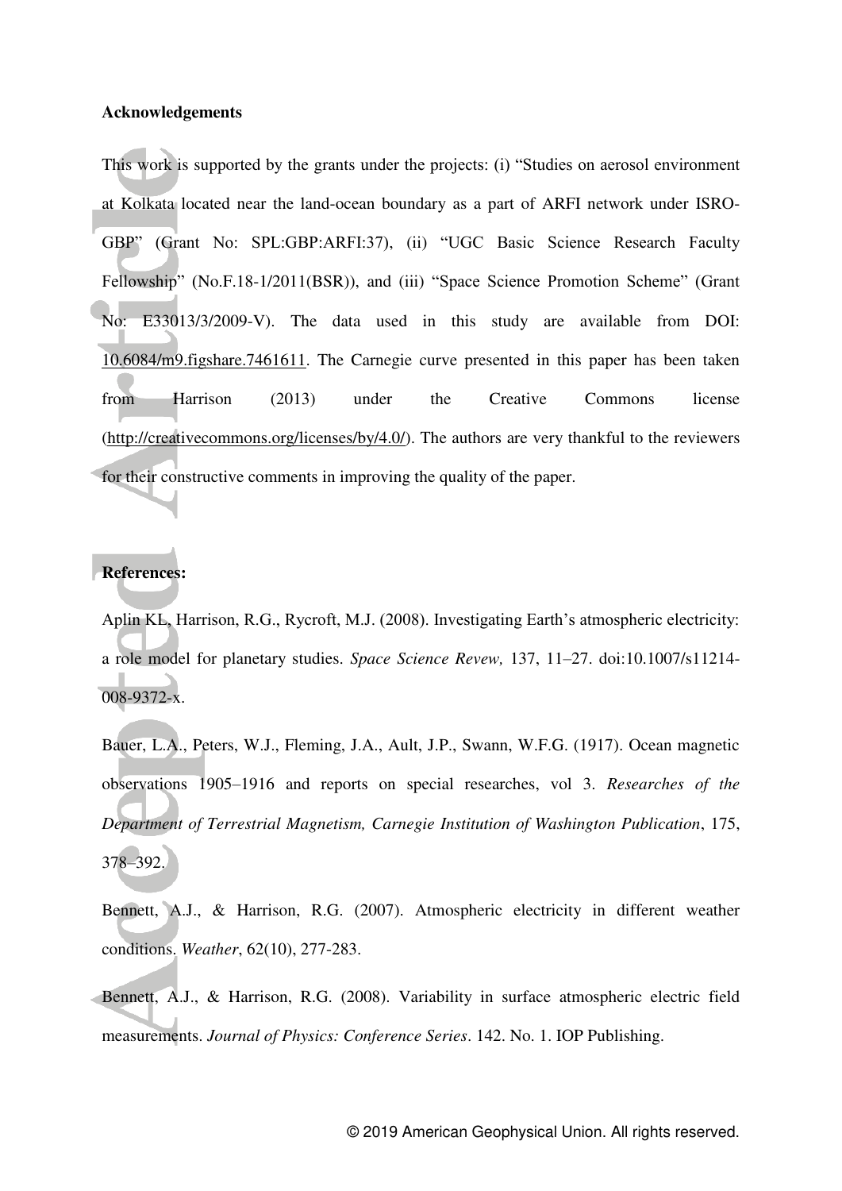**Acknowledgements**

This work is supported by the grants under the projects: (i) "Studies on aerosol environment at Kolkata located near the land-ocean boundary as a part of ARFI network under ISRO-GBP" (Grant No: SPL:GBP:ARFI:37), (ii) "UGC Basic Science Research Faculty Fellowship" (No.F.18-1/2011(BSR)), and (iii) "Space Science Promotion Scheme" (Grant No: E33013/3/2009-V). The data used in this study are available from DOI: 10.6084/m9.figshare.7461611. The Carnegie curve presented in this paper has been taken from Harrison (2013) under the Creative Commons license (http://creativecommons.org/licenses/by/4.0/). The authors are very thankful to the reviewers for their constructive comments in improving the quality of the paper.

**References:**

Aplin KL, Harrison, R.G., Rycroft, M.J. (2008). Investigating Earth's atmospheric electricity: a role model for planetary studies. *Space Science Revew,* 137, 11–27. doi:10.1007/s11214-008-9372-x.

Bauer, L.A., Peters, W.J., Fleming, J.A., Ault, J.P., Swann, W.F.G. (1917). Ocean magnetic observations 1905–1916 and reports on special researches, vol 3. *Researches of the Department of Terrestrial Magnetism, Carnegie Institution of Washington Publication*, 175, 378–392.

Bennett, A.J., & Harrison, R.G. (2007). Atmospheric electricity in different weather conditions. *Weather*, 62(10), 277-283.

Bennett, A.J., & Harrison, R.G. (2008). Variability in surface atmospheric electric field measurements. *Journal of Physics: Conference Series*. 142. No. 1. IOP Publishing.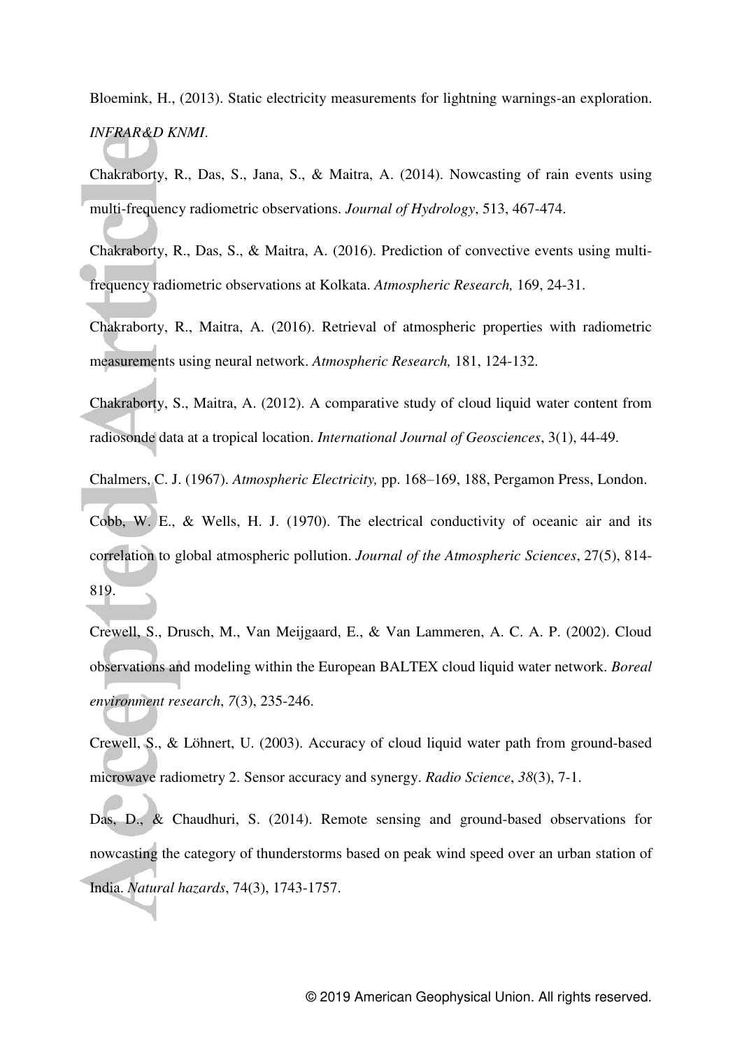Bloemink, H., (2013). Static electricity measurements for lightning warnings-an exploration. *INFRAR&D KNMI*.

Chakraborty, R., Das, S., Jana, S., & Maitra, A. (2014). Nowcasting of rain events using multi-frequency radiometric observations. *Journal of Hydrology*, 513, 467-474.

Chakraborty, R., Das, S., & Maitra, A. (2016). Prediction of convective events using multi-frequency radiometric observations at Kolkata. *Atmospheric Research,* 169, 24-31.

Chakraborty, R., Maitra, A. (2016). Retrieval of atmospheric properties with radiometric measurements using neural network. *Atmospheric Research,* 181, 124-132.

Chakraborty, S., Maitra, A. (2012). A comparative study of cloud liquid water content from radiosonde data at a tropical location. *International Journal of Geosciences*, 3(1), 44-49.

Chalmers, C. J. (1967). *Atmospheric Electricity,* pp. 168–169, 188, Pergamon Press, London.

Cobb, W. E., & Wells, H. J. (1970). The electrical conductivity of oceanic air and its correlation to global atmospheric pollution. *Journal of the Atmospheric Sciences*, 27(5), 814-819.

Crewell, S., Drusch, M., Van Meijgaard, E., & Van Lammeren, A. C. A. P. (2002). Cloud observations and modeling within the European BALTEX cloud liquid water network. *Boreal environment research*, *7*(3), 235-246.

Crewell, S., & Löhnert, U. (2003). Accuracy of cloud liquid water path from ground-based microwave radiometry 2. Sensor accuracy and synergy. *Radio Science*, *38*(3), 7-1.

Das, D., & Chaudhuri, S. (2014). Remote sensing and ground-based observations for nowcasting the category of thunderstorms based on peak wind speed over an urban station of India. *Natural hazards*, 74(3), 1743-1757.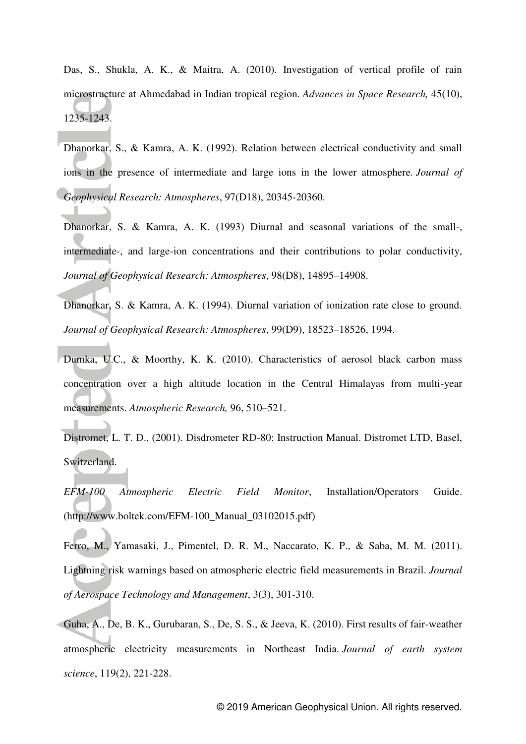Das, S., Shukla, A. K., & Maitra, A. (2010). Investigation of vertical profile of rain microstructure at Ahmedabad in Indian tropical region. *Advances in Space Research,* 45(10), 1235-1243.

Dhanorkar, S., & Kamra, A. K. (1992). Relation between electrical conductivity and small ions in the presence of intermediate and large ions in the lower atmosphere. *Journal of Geophysical Research: Atmospheres*, 97(D18), 20345-20360.

Dhanorkar, S. & Kamra, A. K. (1993) Diurnal and seasonal variations of the small-, intermediate-, and large-ion concentrations and their contributions to polar conductivity, *Journal of Geophysical Research: Atmospheres*, 98(D8), 14895–14908.

Dhanorkar, S. & Kamra, A. K. (1994). Diurnal variation of ionization rate close to ground. *Journal of Geophysical Research: Atmospheres*, 99(D9), 18523–18526, 1994.

Dumka, U.C., & Moorthy, K. K. (2010). Characteristics of aerosol black carbon mass concentration over a high altitude location in the Central Himalayas from multi-year measurements. *Atmospheric Research,* 96, 510–521.

Distromet, L. T. D., (2001). Disdrometer RD-80: Instruction Manual. Distromet LTD, Basel, Switzerland.

*EFM-100 Atmospheric Electric Field Monitor*, Installation/Operators Guide. (http://www.boltek.com/EFM-100_Manual_03102015.pdf)

Ferro, M., Yamasaki, J., Pimentel, D. R. M., Naccarato, K. P., & Saba, M. M. (2011). Lightning risk warnings based on atmospheric electric field measurements in Brazil. *Journal of Aerospace Technology and Management*, 3(3), 301-310.

Guha, A., De, B. K., Gurubaran, S., De, S. S., & Jeeva, K. (2010). First results of fair-weather atmospheric electricity measurements in Northeast India. *Journal of earth system science*, 119(2), 221-228.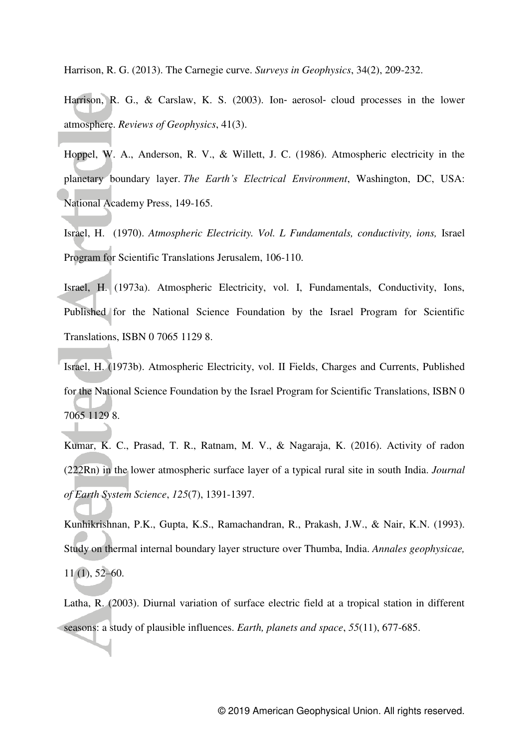Harrison, R. G. (2013). The Carnegie curve. *Surveys in Geophysics*, 34(2), 209-232.

Harrison, R. G., & Carslaw, K. S. (2003). Ion- aerosol- cloud processes in the lower atmosphere. *Reviews of Geophysics*, 41(3).

Hoppel, W. A., Anderson, R. V., & Willett, J. C. (1986). Atmospheric electricity in the planetary boundary layer. *The Earth's Electrical Environment*, Washington, DC, USA: National Academy Press, 149-165.

Israel, H. (1970). *Atmospheric Electricity. Vol. L Fundamentals, conductivity, ions,* Israel Program for Scientific Translations Jerusalem, 106-110.

Israel, H. (1973a). Atmospheric Electricity, vol. I, Fundamentals, Conductivity, Ions, Published for the National Science Foundation by the Israel Program for Scientific Translations, ISBN 0 7065 1129 8.

Israel, H. (1973b). Atmospheric Electricity, vol. II Fields, Charges and Currents, Published for the National Science Foundation by the Israel Program for Scientific Translations, ISBN 0 7065 1129 8.

Kumar, K. C., Prasad, T. R., Ratnam, M. V., & Nagaraja, K. (2016). Activity of radon (222Rn) in the lower atmospheric surface layer of a typical rural site in south India. *Journal of Earth System Science*, *125*(7), 1391-1397.

Kunhikrishnan, P.K., Gupta, K.S., Ramachandran, R., Prakash, J.W., & Nair, K.N. (1993). Study on thermal internal boundary layer structure over Thumba, India. *Annales geophysicae,* 11 (1), 52–60.

Latha, R. (2003). Diurnal variation of surface electric field at a tropical station in different seasons: a study of plausible influences. *Earth, planets and space*, *55*(11), 677-685.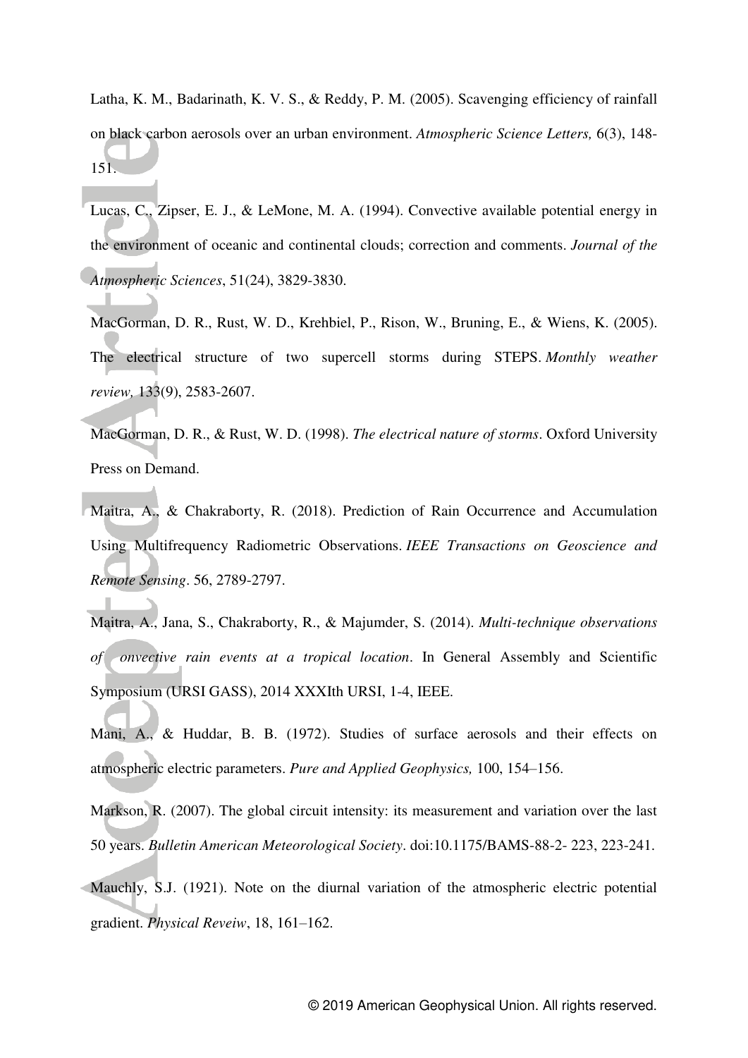Latha, K. M., Badarinath, K. V. S., & Reddy, P. M. (2005). Scavenging efficiency of rainfall on black carbon aerosols over an urban environment. *Atmospheric Science Letters,* 6(3), 148-151.

Lucas, C., Zipser, E. J., & LeMone, M. A. (1994). Convective available potential energy in the environment of oceanic and continental clouds; correction and comments. *Journal of the Atmospheric Sciences*, 51(24), 3829-3830.

MacGorman, D. R., Rust, W. D., Krehbiel, P., Rison, W., Bruning, E., & Wiens, K. (2005). The electrical structure of two supercell storms during STEPS. *Monthly weather review,* 133(9), 2583-2607.

MacGorman, D. R., & Rust, W. D. (1998). *The electrical nature of storms*. Oxford University Press on Demand.

Maitra, A., & Chakraborty, R. (2018). Prediction of Rain Occurrence and Accumulation Using Multifrequency Radiometric Observations. *IEEE Transactions on Geoscience and Remote Sensing*. 56, 2789-2797.

Maitra, A., Jana, S., Chakraborty, R., & Majumder, S. (2014). *Multi-technique observations of onvective rain events at a tropical location*. In General Assembly and Scientific Symposium (URSI GASS), 2014 XXXIth URSI, 1-4, IEEE.

Mani, A., & Huddar, B. B. (1972). Studies of surface aerosols and their effects on atmospheric electric parameters. *Pure and Applied Geophysics,* 100, 154–156.

Markson, R. (2007). The global circuit intensity: its measurement and variation over the last 50 years. *Bulletin American Meteorological Society*. doi:10.1175/BAMS-88-2- 223, 223-241.

Mauchly, S.J. (1921). Note on the diurnal variation of the atmospheric electric potential gradient. *Physical Reveiw*, 18, 161–162.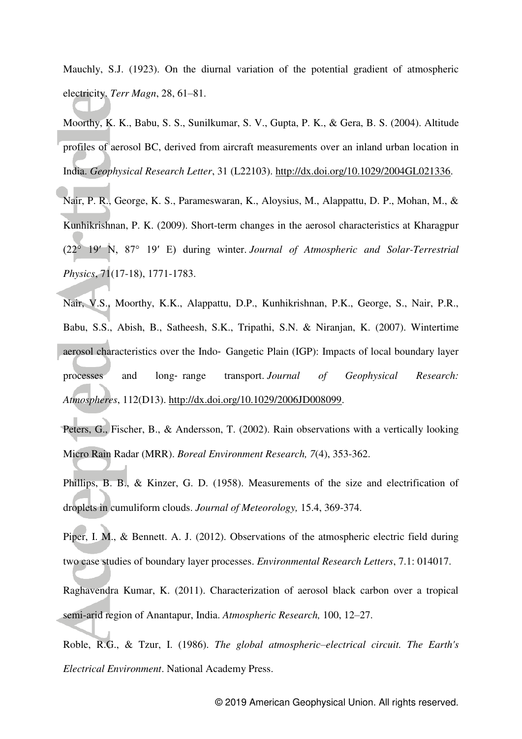Mauchly, S.J. (1923). On the diurnal variation of the potential gradient of atmospheric electricity. *Terr Magn*, 28, 61–81.

Moorthy, K. K., Babu, S. S., Sunilkumar, S. V., Gupta, P. K., & Gera, B. S. (2004). Altitude profiles of aerosol BC, derived from aircraft measurements over an inland urban location in India. *Geophysical Research Letter*, 31 (L22103). http://dx.doi.org/10.1029/2004GL021336.

Nair, P. R., George, K. S., Parameswaran, K., Aloysius, M., Alappattu, D. P., Mohan, M., & Kunhikrishnan, P. K. (2009). Short-term changes in the aerosol characteristics at Kharagpur (22° 19′ N, 87° 19′ E) during winter. *Journal of Atmospheric and Solar-Terrestrial Physics*, 71(17-18), 1771-1783.

Nair, V.S., Moorthy, K.K., Alappattu, D.P., Kunhikrishnan, P.K., George, S., Nair, P.R., Babu, S.S., Abish, B., Satheesh, S.K., Tripathi, S.N. & Niranjan, K. (2007). Wintertime aerosol characteristics over the Indo- Gangetic Plain (IGP): Impacts of local boundary layer processes and long- range transport. *Journal of Geophysical Research: Atmospheres*, 112(D13). http://dx.doi.org/10.1029/2006JD008099.

Peters, G., Fischer, B., & Andersson, T. (2002). Rain observations with a vertically looking Micro Rain Radar (MRR). *Boreal Environment Research, 7*(4), 353-362.

Phillips, B. B., & Kinzer, G. D. (1958). Measurements of the size and electrification of droplets in cumuliform clouds. *Journal of Meteorology,* 15.4, 369-374.

Piper, I. M., & Bennett. A. J. (2012). Observations of the atmospheric electric field during two case studies of boundary layer processes. *Environmental Research Letters*, 7.1: 014017.

Raghavendra Kumar, K. (2011). Characterization of aerosol black carbon over a tropical semi-arid region of Anantapur, India. *Atmospheric Research,* 100, 12–27.

Roble, R.G., & Tzur, I. (1986). *The global atmospheric–electrical circuit. The Earth's Electrical Environment*. National Academy Press.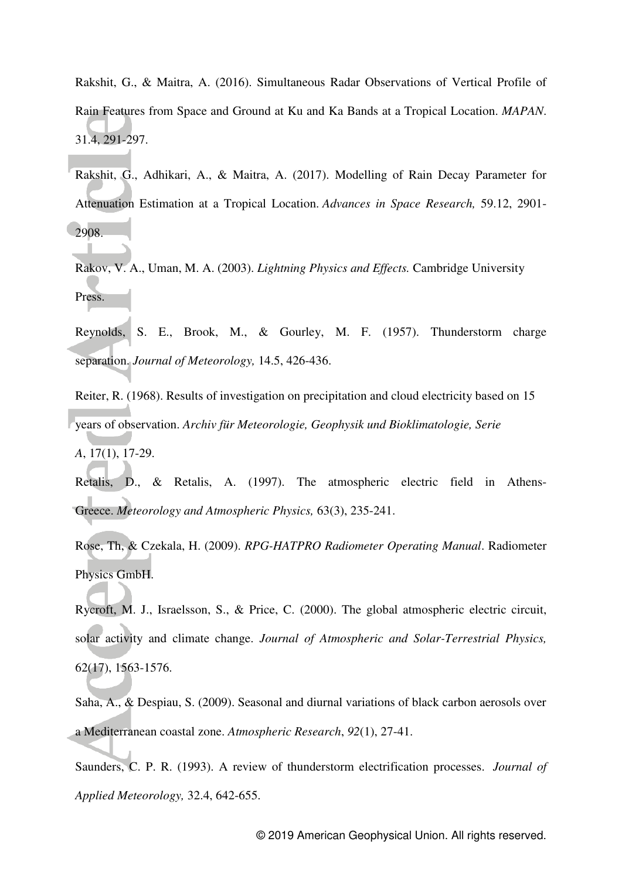Rakshit, G., & Maitra, A. (2016). Simultaneous Radar Observations of Vertical Profile of Rain Features from Space and Ground at Ku and Ka Bands at a Tropical Location. *MAPAN*. 31.4, 291-297.

Rakshit, G., Adhikari, A., & Maitra, A. (2017). Modelling of Rain Decay Parameter for Attenuation Estimation at a Tropical Location. *Advances in Space Research,* 59.12, 2901-2908.

Rakov, V. A., Uman, M. A. (2003). *Lightning Physics and Effects.* Cambridge University Press.

Reynolds, S. E., Brook, M., & Gourley, M. F. (1957). Thunderstorm charge separation. *Journal of Meteorology,* 14.5, 426-436.

Reiter, R. (1968). Results of investigation on precipitation and cloud electricity based on 15 years of observation. *Archiv für Meteorologie, Geophysik und Bioklimatologie, Serie A*, 17(1), 17-29.

Retalis, D., & Retalis, A. (1997). The atmospheric electric field in Athens-Greece. *Meteorology and Atmospheric Physics,* 63(3), 235-241.

Rose, Th, & Czekala, H. (2009). *RPG-HATPRO Radiometer Operating Manual*. Radiometer Physics GmbH.

Rycroft, M. J., Israelsson, S., & Price, C. (2000). The global atmospheric electric circuit, solar activity and climate change. *Journal of Atmospheric and Solar-Terrestrial Physics,* 62(17), 1563-1576.

Saha, A., & Despiau, S. (2009). Seasonal and diurnal variations of black carbon aerosols over a Mediterranean coastal zone. *Atmospheric Research*, *92*(1), 27-41.

Saunders, C. P. R. (1993). A review of thunderstorm electrification processes. *Journal of Applied Meteorology,* 32.4, 642-655.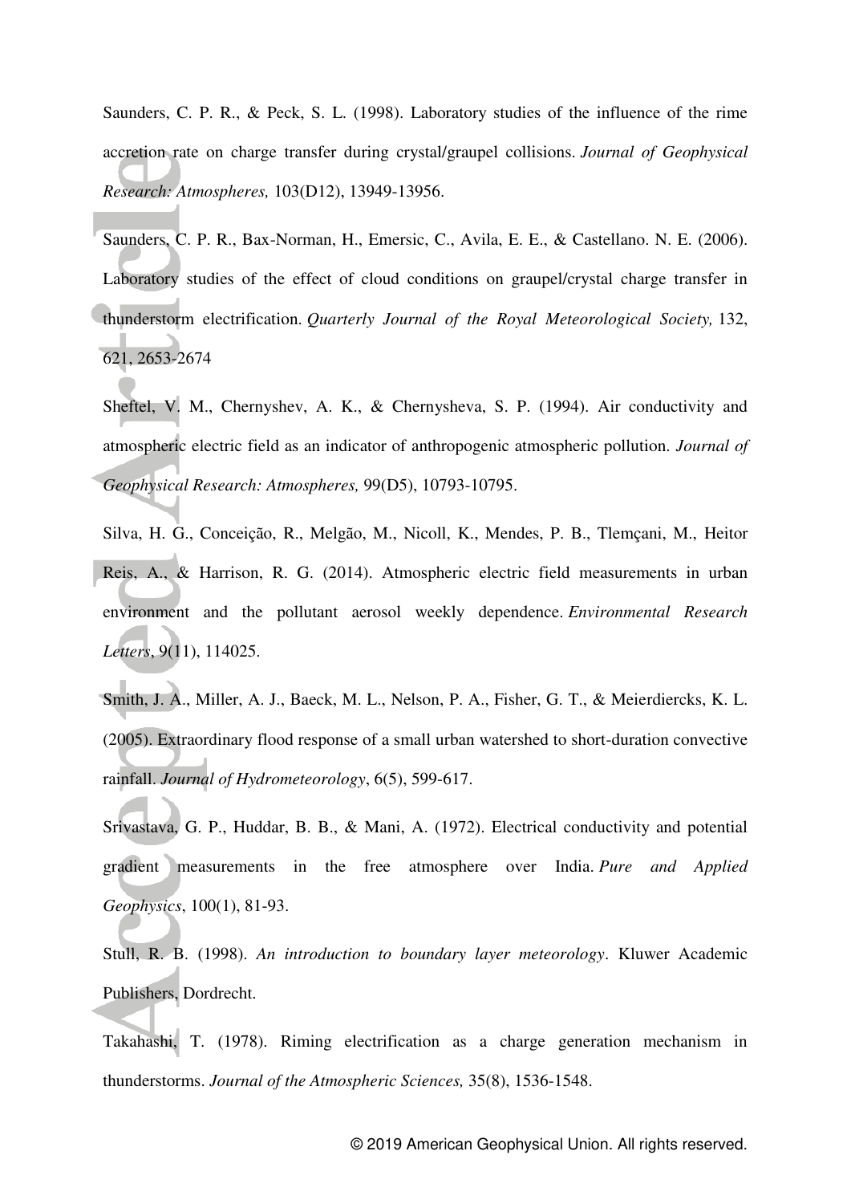Saunders, C. P. R., & Peck, S. L. (1998). Laboratory studies of the influence of the rime accretion rate on charge transfer during crystal/graupel collisions. *Journal of Geophysical Research: Atmospheres,* 103(D12), 13949-13956.

Saunders, C. P. R., Bax-Norman, H., Emersic, C., Avila, E. E., & Castellano. N. E. (2006). Laboratory studies of the effect of cloud conditions on graupel/crystal charge transfer in thunderstorm electrification. *Quarterly Journal of the Royal Meteorological Society,* 132, 621, 2653-2674

Sheftel, V. M., Chernyshev, A. K., & Chernysheva, S. P. (1994). Air conductivity and atmospheric electric field as an indicator of anthropogenic atmospheric pollution. *Journal of Geophysical Research: Atmospheres,* 99(D5), 10793-10795.

Silva, H. G., Conceição, R., Melgão, M., Nicoll, K., Mendes, P. B., Tlemçani, M., Heitor Reis, A., & Harrison, R. G. (2014). Atmospheric electric field measurements in urban environment and the pollutant aerosol weekly dependence. *Environmental Research Letters*, 9(11), 114025.

Smith, J. A., Miller, A. J., Baeck, M. L., Nelson, P. A., Fisher, G. T., & Meierdiercks, K. L. (2005). Extraordinary flood response of a small urban watershed to short-duration convective rainfall. *Journal of Hydrometeorology*, 6(5), 599-617.

Srivastava, G. P., Huddar, B. B., & Mani, A. (1972). Electrical conductivity and potential gradient measurements in the free atmosphere over India. *Pure and Applied Geophysics*, 100(1), 81-93.

Stull, R. B. (1998). *An introduction to boundary layer meteorology*. Kluwer Academic Publishers, Dordrecht.

Takahashi, T. (1978). Riming electrification as a charge generation mechanism in thunderstorms. *Journal of the Atmospheric Sciences,* 35(8), 1536-1548.

© 2019 American Geophysical Union. All rights reserved.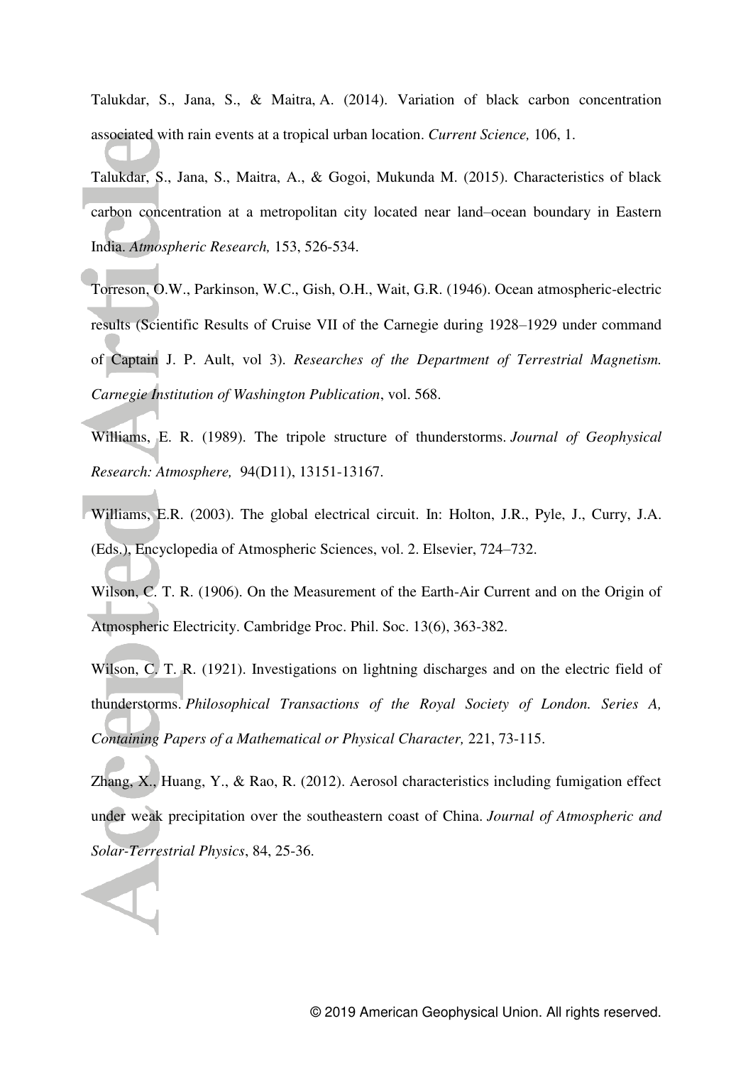Talukdar, S., Jana, S., & Maitra, A. (2014). Variation of black carbon concentration associated with rain events at a tropical urban location. *Current Science,* 106, 1.

Talukdar, S., Jana, S., Maitra, A., & Gogoi, Mukunda M. (2015). Characteristics of black carbon concentration at a metropolitan city located near land–ocean boundary in Eastern India. *Atmospheric Research,* 153, 526-534.

Torreson, O.W., Parkinson, W.C., Gish, O.H., Wait, G.R. (1946). Ocean atmospheric-electric results (Scientific Results of Cruise VII of the Carnegie during 1928–1929 under command of Captain J. P. Ault, vol 3). *Researches of the Department of Terrestrial Magnetism. Carnegie Institution of Washington Publication*, vol. 568.

Williams, E. R. (1989). The tripole structure of thunderstorms. *Journal of Geophysical Research: Atmosphere,* 94(D11), 13151-13167.

Williams, E.R. (2003). The global electrical circuit. In: Holton, J.R., Pyle, J., Curry, J.A. (Eds.), Encyclopedia of Atmospheric Sciences, vol. 2. Elsevier, 724–732.

Wilson, C. T. R. (1906). On the Measurement of the Earth-Air Current and on the Origin of Atmospheric Electricity. Cambridge Proc. Phil. Soc. 13(6), 363-382.

Wilson, C. T. R. (1921). Investigations on lightning discharges and on the electric field of thunderstorms. *Philosophical Transactions of the Royal Society of London. Series A, Containing Papers of a Mathematical or Physical Character,* 221, 73-115.

Zhang, X., Huang, Y., & Rao, R. (2012). Aerosol characteristics including fumigation effect under weak precipitation over the southeastern coast of China. *Journal of Atmospheric and Solar-Terrestrial Physics*, 84, 25-36.